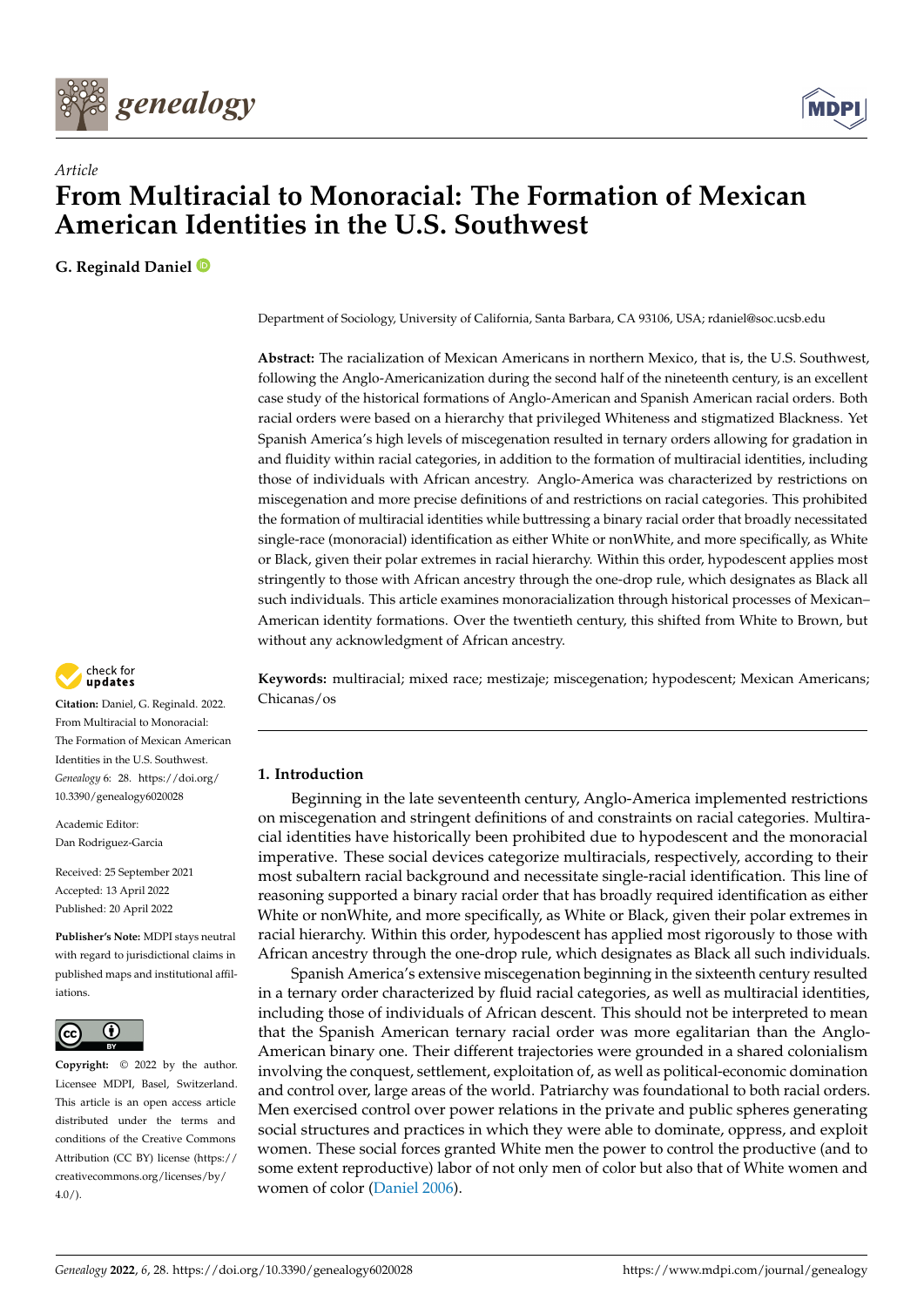*Article*

# From Multiracial to Monoracial: The Formation of Mexican American Identities in the U.S. Southwest

**G. Reginald Daniel**

Department of Sociology, University of California, Santa Barbara, CA 93106, USA; rdaniel@soc.ucsb.edu

**Abstract:** The racialization of Mexican Americans in northern Mexico, that is, the U.S. Southwest, following the Anglo-Americanization during the second half of the nineteenth century, is an excellent case study of the historical formations of Anglo-American and Spanish American racial orders. Both racial orders were based on a hierarchy that privileged Whiteness and stigmatized Blackness. Yet Spanish America's high levels of miscegenation resulted in ternary orders allowing for gradation in and fluidity within racial categories, in addition to the formation of multiracial identities, including those of individuals with African ancestry. Anglo-America was characterized by restrictions on miscegenation and more precise definitions of and restrictions on racial categories. This prohibited the formation of multiracial identities while buttressing a binary racial order that broadly necessitated single-race (monoracial) identification as either White or nonWhite, and more specifically, as White or Black, given their polar extremes in racial hierarchy. Within this order, hypodescent applies most stringently to those with African ancestry through the one-drop rule, which designates as Black all such individuals. This article examines monoracialization through historical processes of Mexican–American identity formations. Over the twentieth century, this shifted from White to Brown, but without any acknowledgment of African ancestry.

**Keywords:** multiracial; mixed race; mestizaje; miscegenation; hypodescent; Mexican Americans; Chicanas/os

**Citation:** Daniel, G. Reginald. 2022. From Multiracial to Monoracial: The Formation of Mexican American Identities in the U.S. Southwest. *Genealogy* 6: 28. https://doi.org/10.3390/genealogy6020028

Academic Editor: Dan Rodriguez-Garcia

Received: 25 September 2021
Accepted: 13 April 2022
Published: 20 April 2022

**Publisher's Note:** MDPI stays neutral with regard to jurisdictional claims in published maps and institutional affiliations.

**Copyright:** © 2022 by the author. Licensee MDPI, Basel, Switzerland. This article is an open access article distributed under the terms and conditions of the Creative Commons Attribution (CC BY) license (https://creativecommons.org/licenses/by/4.0/).

## 1. Introduction

Beginning in the late seventeenth century, Anglo-America implemented restrictions on miscegenation and stringent definitions of and constraints on racial categories. Multiracial identities have historically been prohibited due to hypodescent and the monoracial imperative. These social devices categorize multiracials, respectively, according to their most subaltern racial background and necessitate single-racial identification. This line of reasoning supported a binary racial order that has broadly required identification as either White or nonWhite, and more specifically, as White or Black, given their polar extremes in racial hierarchy. Within this order, hypodescent has applied most rigorously to those with African ancestry through the one-drop rule, which designates as Black all such individuals.

Spanish America's extensive miscegenation beginning in the sixteenth century resulted in a ternary order characterized by fluid racial categories, as well as multiracial identities, including those of individuals of African descent. This should not be interpreted to mean that the Spanish American ternary racial order was more egalitarian than the Anglo-American binary one. Their different trajectories were grounded in a shared colonialism involving the conquest, settlement, exploitation of, as well as political-economic domination and control over, large areas of the world. Patriarchy was foundational to both racial orders. Men exercised control over power relations in the private and public spheres generating social structures and practices in which they were able to dominate, oppress, and exploit women. These social forces granted White men the power to control the productive (and to some extent reproductive) labor of not only men of color but also that of White women and women of color (Daniel 2006).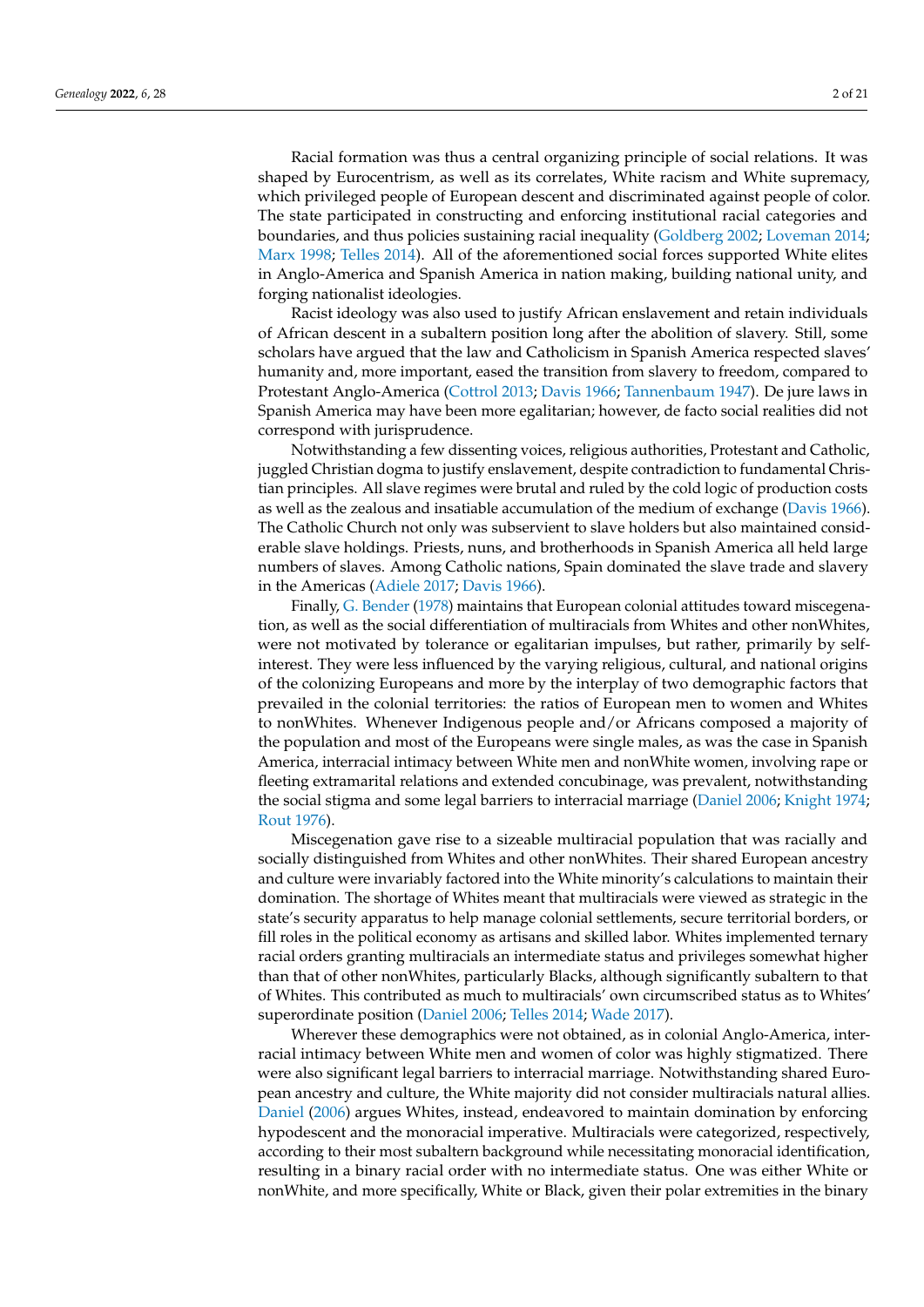Racial formation was thus a central organizing principle of social relations. It was shaped by Eurocentrism, as well as its correlates, White racism and White supremacy, which privileged people of European descent and discriminated against people of color. The state participated in constructing and enforcing institutional racial categories and boundaries, and thus policies sustaining racial inequality (Goldberg 2002; Loveman 2014; Marx 1998; Telles 2014). All of the aforementioned social forces supported White elites in Anglo-America and Spanish America in nation making, building national unity, and forging nationalist ideologies.

Racist ideology was also used to justify African enslavement and retain individuals of African descent in a subaltern position long after the abolition of slavery. Still, some scholars have argued that the law and Catholicism in Spanish America respected slaves' humanity and, more important, eased the transition from slavery to freedom, compared to Protestant Anglo-America (Cottrol 2013; Davis 1966; Tannenbaum 1947). De jure laws in Spanish America may have been more egalitarian; however, de facto social realities did not correspond with jurisprudence.

Notwithstanding a few dissenting voices, religious authorities, Protestant and Catholic, juggled Christian dogma to justify enslavement, despite contradiction to fundamental Christian principles. All slave regimes were brutal and ruled by the cold logic of production costs as well as the zealous and insatiable accumulation of the medium of exchange (Davis 1966). The Catholic Church not only was subservient to slave holders but also maintained considerable slave holdings. Priests, nuns, and brotherhoods in Spanish America all held large numbers of slaves. Among Catholic nations, Spain dominated the slave trade and slavery in the Americas (Adiele 2017; Davis 1966).

Finally, G. Bender (1978) maintains that European colonial attitudes toward miscegenation, as well as the social differentiation of multiracials from Whites and other nonWhites, were not motivated by tolerance or egalitarian impulses, but rather, primarily by self-interest. They were less influenced by the varying religious, cultural, and national origins of the colonizing Europeans and more by the interplay of two demographic factors that prevailed in the colonial territories: the ratios of European men to women and Whites to nonWhites. Whenever Indigenous people and/or Africans composed a majority of the population and most of the Europeans were single males, as was the case in Spanish America, interracial intimacy between White men and nonWhite women, involving rape or fleeting extramarital relations and extended concubinage, was prevalent, notwithstanding the social stigma and some legal barriers to interracial marriage (Daniel 2006; Knight 1974; Rout 1976).

Miscegenation gave rise to a sizeable multiracial population that was racially and socially distinguished from Whites and other nonWhites. Their shared European ancestry and culture were invariably factored into the White minority's calculations to maintain their domination. The shortage of Whites meant that multiracials were viewed as strategic in the state's security apparatus to help manage colonial settlements, secure territorial borders, or fill roles in the political economy as artisans and skilled labor. Whites implemented ternary racial orders granting multiracials an intermediate status and privileges somewhat higher than that of other nonWhites, particularly Blacks, although significantly subaltern to that of Whites. This contributed as much to multiracials' own circumscribed status as to Whites' superordinate position (Daniel 2006; Telles 2014; Wade 2017).

Wherever these demographics were not obtained, as in colonial Anglo-America, interracial intimacy between White men and women of color was highly stigmatized. There were also significant legal barriers to interracial marriage. Notwithstanding shared European ancestry and culture, the White majority did not consider multiracials natural allies. Daniel (2006) argues Whites, instead, endeavored to maintain domination by enforcing hypodescent and the monoracial imperative. Multiracials were categorized, respectively, according to their most subaltern background while necessitating monoracial identification, resulting in a binary racial order with no intermediate status. One was either White or nonWhite, and more specifically, White or Black, given their polar extremities in the binary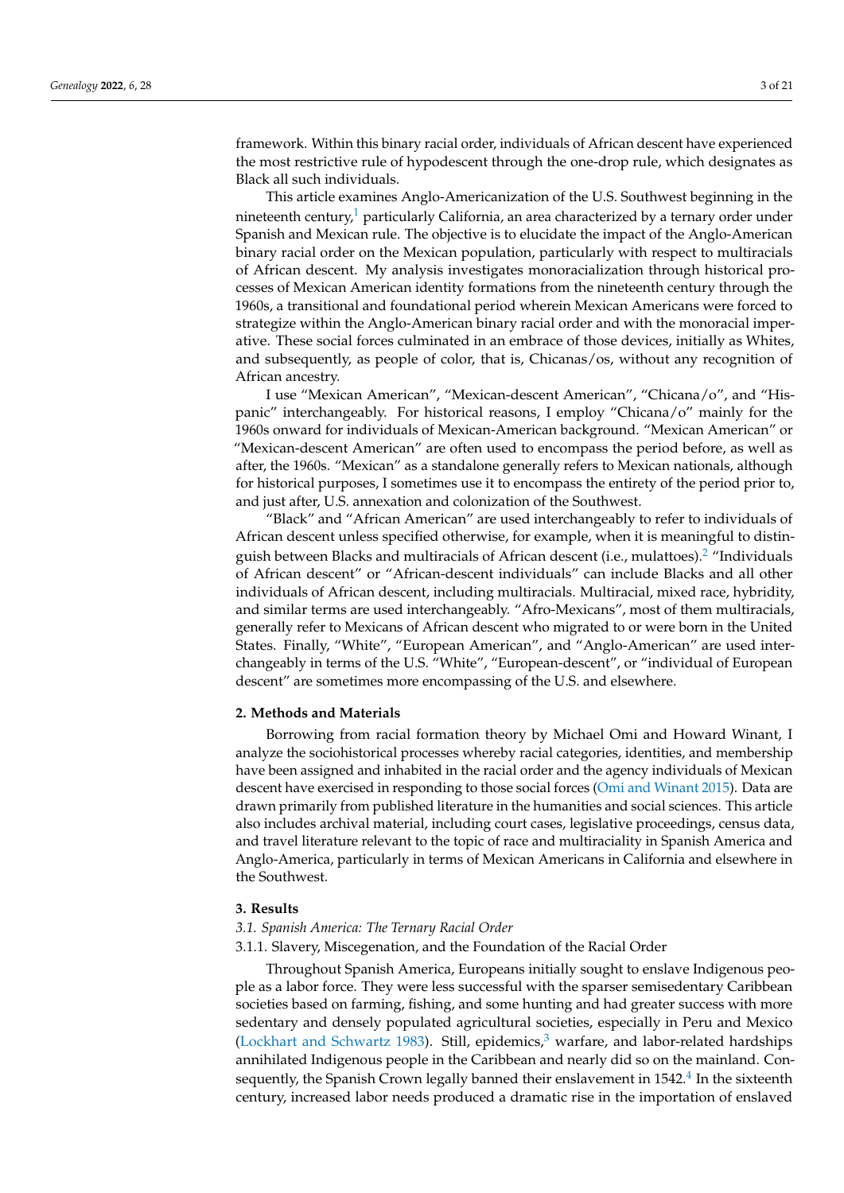framework. Within this binary racial order, individuals of African descent have experienced the most restrictive rule of hypodescent through the one-drop rule, which designates as Black all such individuals.

This article examines Anglo-Americanization of the U.S. Southwest beginning in the nineteenth century,[1] particularly California, an area characterized by a ternary order under Spanish and Mexican rule. The objective is to elucidate the impact of the Anglo-American binary racial order on the Mexican population, particularly with respect to multiracials of African descent. My analysis investigates monoracialization through historical processes of Mexican American identity formations from the nineteenth century through the 1960s, a transitional and foundational period wherein Mexican Americans were forced to strategize within the Anglo-American binary racial order and with the monoracial imperative. These social forces culminated in an embrace of those devices, initially as Whites, and subsequently, as people of color, that is, Chicanas/os, without any recognition of African ancestry.

I use "Mexican American", "Mexican-descent American", "Chicana/o", and "Hispanic" interchangeably. For historical reasons, I employ "Chicana/o" mainly for the 1960s onward for individuals of Mexican-American background. "Mexican American" or "Mexican-descent American" are often used to encompass the period before, as well as after, the 1960s. "Mexican" as a standalone generally refers to Mexican nationals, although for historical purposes, I sometimes use it to encompass the entirety of the period prior to, and just after, U.S. annexation and colonization of the Southwest.

"Black" and "African American" are used interchangeably to refer to individuals of African descent unless specified otherwise, for example, when it is meaningful to distinguish between Blacks and multiracials of African descent (i.e., mulattoes).[2] "Individuals of African descent" or "African-descent individuals" can include Blacks and all other individuals of African descent, including multiracials. Multiracial, mixed race, hybridity, and similar terms are used interchangeably. "Afro-Mexicans", most of them multiracials, generally refer to Mexicans of African descent who migrated to or were born in the United States. Finally, "White", "European American", and "Anglo-American" are used interchangeably in terms of the U.S. "White", "European-descent", or "individual of European descent" are sometimes more encompassing of the U.S. and elsewhere.

## 2. Methods and Materials

Borrowing from racial formation theory by Michael Omi and Howard Winant, I analyze the sociohistorical processes whereby racial categories, identities, and membership have been assigned and inhabited in the racial order and the agency individuals of Mexican descent have exercised in responding to those social forces (Omi and Winant 2015). Data are drawn primarily from published literature in the humanities and social sciences. This article also includes archival material, including court cases, legislative proceedings, census data, and travel literature relevant to the topic of race and multiraciality in Spanish America and Anglo-America, particularly in terms of Mexican Americans in California and elsewhere in the Southwest.

## 3. Results

### *3.1. Spanish America: The Ternary Racial Order*

#### 3.1.1. Slavery, Miscegenation, and the Foundation of the Racial Order

Throughout Spanish America, Europeans initially sought to enslave Indigenous people as a labor force. They were less successful with the sparser semisedentary Caribbean societies based on farming, fishing, and some hunting and had greater success with more sedentary and densely populated agricultural societies, especially in Peru and Mexico (Lockhart and Schwartz 1983). Still, epidemics,[3] warfare, and labor-related hardships annihilated Indigenous people in the Caribbean and nearly did so on the mainland. Consequently, the Spanish Crown legally banned their enslavement in 1542.[4] In the sixteenth century, increased labor needs produced a dramatic rise in the importation of enslaved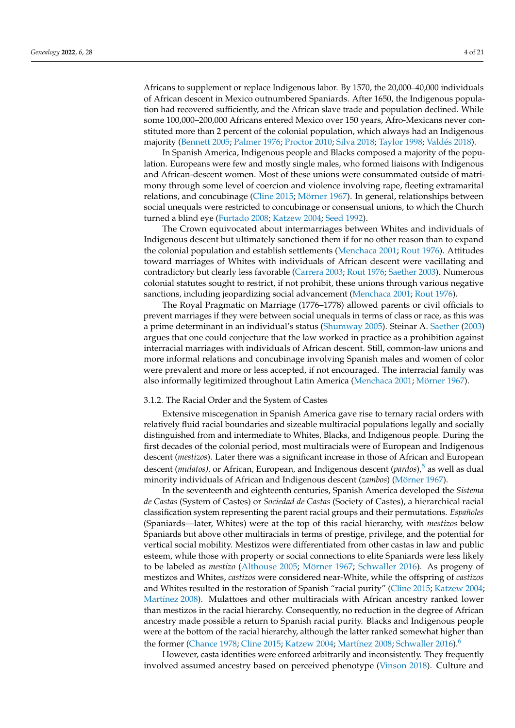Africans to supplement or replace Indigenous labor. By 1570, the 20,000–40,000 individuals of African descent in Mexico outnumbered Spaniards. After 1650, the Indigenous population had recovered sufficiently, and the African slave trade and population declined. While some 100,000–200,000 Africans entered Mexico over 150 years, Afro-Mexicans never constituted more than 2 percent of the colonial population, which always had an Indigenous majority (Bennett 2005; Palmer 1976; Proctor 2010; Silva 2018; Taylor 1998; Valdés 2018).

In Spanish America, Indigenous people and Blacks composed a majority of the population. Europeans were few and mostly single males, who formed liaisons with Indigenous and African-descent women. Most of these unions were consummated outside of matrimony through some level of coercion and violence involving rape, fleeting extramarital relations, and concubinage (Cline 2015; Mörner 1967). In general, relationships between social unequals were restricted to concubinage or consensual unions, to which the Church turned a blind eye (Furtado 2008; Katzew 2004; Seed 1992).

The Crown equivocated about intermarriages between Whites and individuals of Indigenous descent but ultimately sanctioned them if for no other reason than to expand the colonial population and establish settlements (Menchaca 2001; Rout 1976). Attitudes toward marriages of Whites with individuals of African descent were vacillating and contradictory but clearly less favorable (Carrera 2003; Rout 1976; Saether 2003). Numerous colonial statutes sought to restrict, if not prohibit, these unions through various negative sanctions, including jeopardizing social advancement (Menchaca 2001; Rout 1976).

The Royal Pragmatic on Marriage (1776–1778) allowed parents or civil officials to prevent marriages if they were between social unequals in terms of class or race, as this was a prime determinant in an individual's status (Shumway 2005). Steinar A. Saether (2003) argues that one could conjecture that the law worked in practice as a prohibition against interracial marriages with individuals of African descent. Still, common-law unions and more informal relations and concubinage involving Spanish males and women of color were prevalent and more or less accepted, if not encouraged. The interracial family was also informally legitimized throughout Latin America (Menchaca 2001; Mörner 1967).

#### 3.1.2. The Racial Order and the System of Castes

Extensive miscegenation in Spanish America gave rise to ternary racial orders with relatively fluid racial boundaries and sizeable multiracial populations legally and socially distinguished from and intermediate to Whites, Blacks, and Indigenous people. During the first decades of the colonial period, most multiracials were of European and Indigenous descent (*mestizos*). Later there was a significant increase in those of African and European descent (*mulatos),* or African, European, and Indigenous descent (*pardos*),[5] as well as dual minority individuals of African and Indigenous descent (*zambos*) (Mörner 1967).

In the seventeenth and eighteenth centuries, Spanish America developed the *Sistema de Castas* (System of Castes) or *Sociedad de Castas* (Society of Castes), a hierarchical racial classification system representing the parent racial groups and their permutations. *Españoles* (Spaniards—later, Whites) were at the top of this racial hierarchy, with *mestizos* below Spaniards but above other multiracials in terms of prestige, privilege, and the potential for vertical social mobility. Mestizos were differentiated from other castas in law and public esteem, while those with property or social connections to elite Spaniards were less likely to be labeled as *mestizo* (Althouse 2005; Mörner 1967; Schwaller 2016). As progeny of mestizos and Whites, *castizos* were considered near-White, while the offspring of *castizos* and Whites resulted in the restoration of Spanish "racial purity" (Cline 2015; Katzew 2004; Martínez 2008). Mulattoes and other multiracials with African ancestry ranked lower than mestizos in the racial hierarchy. Consequently, no reduction in the degree of African ancestry made possible a return to Spanish racial purity. Blacks and Indigenous people were at the bottom of the racial hierarchy, although the latter ranked somewhat higher than the former (Chance 1978; Cline 2015; Katzew 2004; Martínez 2008; Schwaller 2016).[6]

However, casta identities were enforced arbitrarily and inconsistently. They frequently involved assumed ancestry based on perceived phenotype (Vinson 2018). Culture and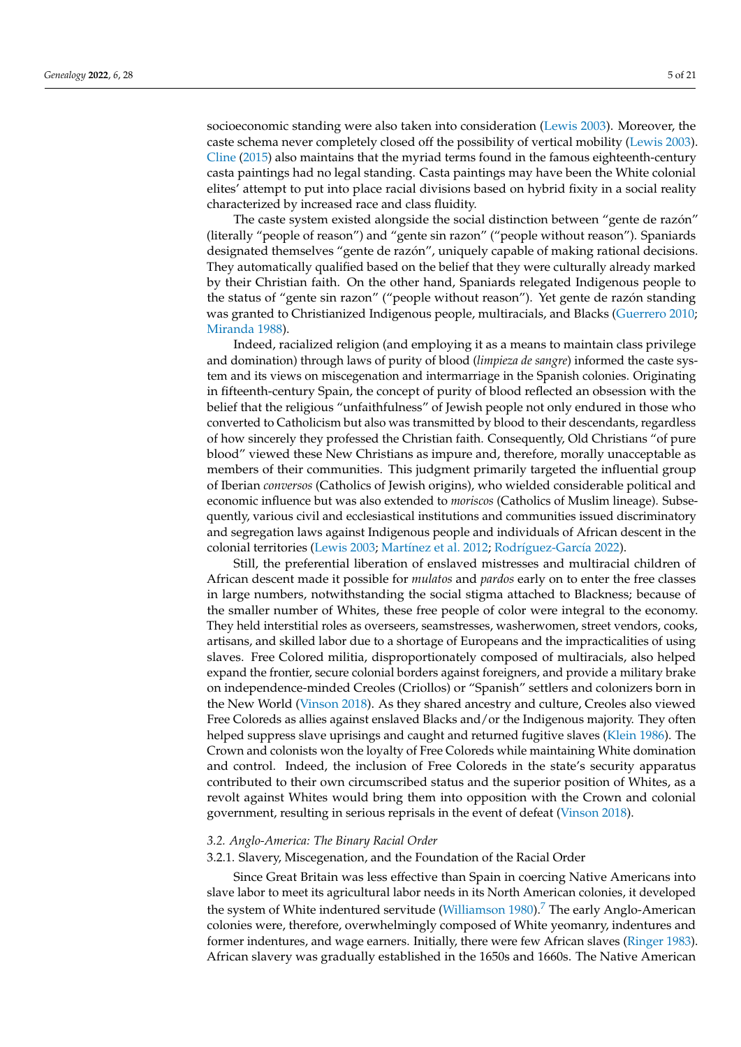socioeconomic standing were also taken into consideration (Lewis 2003). Moreover, the caste schema never completely closed off the possibility of vertical mobility (Lewis 2003). Cline (2015) also maintains that the myriad terms found in the famous eighteenth-century casta paintings had no legal standing. Casta paintings may have been the White colonial elites' attempt to put into place racial divisions based on hybrid fixity in a social reality characterized by increased race and class fluidity.

The caste system existed alongside the social distinction between "gente de razón" (literally "people of reason") and "gente sin razon" ("people without reason"). Spaniards designated themselves "gente de razón", uniquely capable of making rational decisions. They automatically qualified based on the belief that they were culturally already marked by their Christian faith. On the other hand, Spaniards relegated Indigenous people to the status of "gente sin razon" ("people without reason"). Yet gente de razón standing was granted to Christianized Indigenous people, multiracials, and Blacks (Guerrero 2010; Miranda 1988).

Indeed, racialized religion (and employing it as a means to maintain class privilege and domination) through laws of purity of blood (*limpieza de sangre*) informed the caste system and its views on miscegenation and intermarriage in the Spanish colonies. Originating in fifteenth-century Spain, the concept of purity of blood reflected an obsession with the belief that the religious "unfaithfulness" of Jewish people not only endured in those who converted to Catholicism but also was transmitted by blood to their descendants, regardless of how sincerely they professed the Christian faith. Consequently, Old Christians "of pure blood" viewed these New Christians as impure and, therefore, morally unacceptable as members of their communities. This judgment primarily targeted the influential group of Iberian *conversos* (Catholics of Jewish origins), who wielded considerable political and economic influence but was also extended to *moriscos* (Catholics of Muslim lineage). Subsequently, various civil and ecclesiastical institutions and communities issued discriminatory and segregation laws against Indigenous people and individuals of African descent in the colonial territories (Lewis 2003; Martínez et al. 2012; Rodríguez-García 2022).

Still, the preferential liberation of enslaved mistresses and multiracial children of African descent made it possible for *mulatos* and *pardos* early on to enter the free classes in large numbers, notwithstanding the social stigma attached to Blackness; because of the smaller number of Whites, these free people of color were integral to the economy. They held interstitial roles as overseers, seamstresses, washerwomen, street vendors, cooks, artisans, and skilled labor due to a shortage of Europeans and the impracticalities of using slaves. Free Colored militia, disproportionately composed of multiracials, also helped expand the frontier, secure colonial borders against foreigners, and provide a military brake on independence-minded Creoles (Criollos) or "Spanish" settlers and colonizers born in the New World (Vinson 2018). As they shared ancestry and culture, Creoles also viewed Free Coloreds as allies against enslaved Blacks and/or the Indigenous majority. They often helped suppress slave uprisings and caught and returned fugitive slaves (Klein 1986). The Crown and colonists won the loyalty of Free Coloreds while maintaining White domination and control. Indeed, the inclusion of Free Coloreds in the state's security apparatus contributed to their own circumscribed status and the superior position of Whites, as a revolt against Whites would bring them into opposition with the Crown and colonial government, resulting in serious reprisals in the event of defeat (Vinson 2018).

### *3.2. Anglo-America: The Binary Racial Order*

#### 3.2.1. Slavery, Miscegenation, and the Foundation of the Racial Order

Since Great Britain was less effective than Spain in coercing Native Americans into slave labor to meet its agricultural labor needs in its North American colonies, it developed the system of White indentured servitude (Williamson 1980).[7] The early Anglo-American colonies were, therefore, overwhelmingly composed of White yeomanry, indentures and former indentures, and wage earners. Initially, there were few African slaves (Ringer 1983). African slavery was gradually established in the 1650s and 1660s. The Native American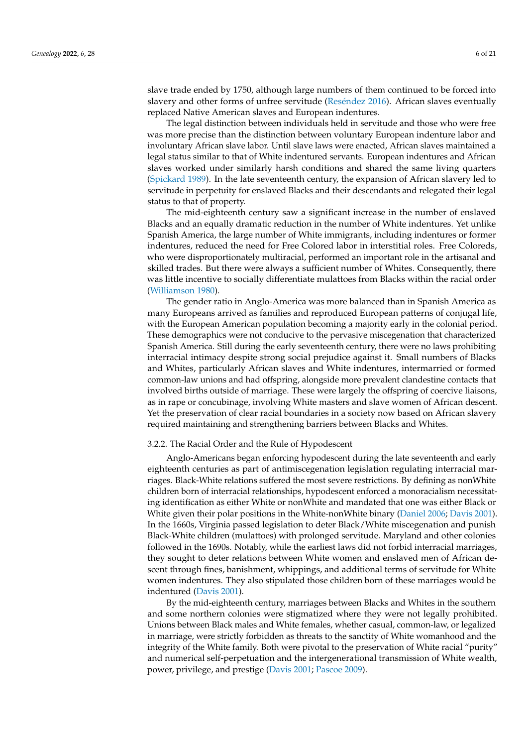slave trade ended by 1750, although large numbers of them continued to be forced into slavery and other forms of unfree servitude (Reséndez 2016). African slaves eventually replaced Native American slaves and European indentures.

The legal distinction between individuals held in servitude and those who were free was more precise than the distinction between voluntary European indenture labor and involuntary African slave labor. Until slave laws were enacted, African slaves maintained a legal status similar to that of White indentured servants. European indentures and African slaves worked under similarly harsh conditions and shared the same living quarters (Spickard 1989). In the late seventeenth century, the expansion of African slavery led to servitude in perpetuity for enslaved Blacks and their descendants and relegated their legal status to that of property.

The mid-eighteenth century saw a significant increase in the number of enslaved Blacks and an equally dramatic reduction in the number of White indentures. Yet unlike Spanish America, the large number of White immigrants, including indentures or former indentures, reduced the need for Free Colored labor in interstitial roles. Free Coloreds, who were disproportionately multiracial, performed an important role in the artisanal and skilled trades. But there were always a sufficient number of Whites. Consequently, there was little incentive to socially differentiate mulattoes from Blacks within the racial order (Williamson 1980).

The gender ratio in Anglo-America was more balanced than in Spanish America as many Europeans arrived as families and reproduced European patterns of conjugal life, with the European American population becoming a majority early in the colonial period. These demographics were not conducive to the pervasive miscegenation that characterized Spanish America. Still during the early seventeenth century, there were no laws prohibiting interracial intimacy despite strong social prejudice against it. Small numbers of Blacks and Whites, particularly African slaves and White indentures, intermarried or formed common-law unions and had offspring, alongside more prevalent clandestine contacts that involved births outside of marriage. These were largely the offspring of coercive liaisons, as in rape or concubinage, involving White masters and slave women of African descent. Yet the preservation of clear racial boundaries in a society now based on African slavery required maintaining and strengthening barriers between Blacks and Whites.

#### 3.2.2. The Racial Order and the Rule of Hypodescent

Anglo-Americans began enforcing hypodescent during the late seventeenth and early eighteenth centuries as part of antimiscegenation legislation regulating interracial marriages. Black-White relations suffered the most severe restrictions. By defining as nonWhite children born of interracial relationships, hypodescent enforced a monoracialism necessitating identification as either White or nonWhite and mandated that one was either Black or White given their polar positions in the White-nonWhite binary (Daniel 2006; Davis 2001). In the 1660s, Virginia passed legislation to deter Black/White miscegenation and punish Black-White children (mulattoes) with prolonged servitude. Maryland and other colonies followed in the 1690s. Notably, while the earliest laws did not forbid interracial marriages, they sought to deter relations between White women and enslaved men of African descent through fines, banishment, whippings, and additional terms of servitude for White women indentures. They also stipulated those children born of these marriages would be indentured (Davis 2001).

By the mid-eighteenth century, marriages between Blacks and Whites in the southern and some northern colonies were stigmatized where they were not legally prohibited. Unions between Black males and White females, whether casual, common-law, or legalized in marriage, were strictly forbidden as threats to the sanctity of White womanhood and the integrity of the White family. Both were pivotal to the preservation of White racial "purity" and numerical self-perpetuation and the intergenerational transmission of White wealth, power, privilege, and prestige (Davis 2001; Pascoe 2009).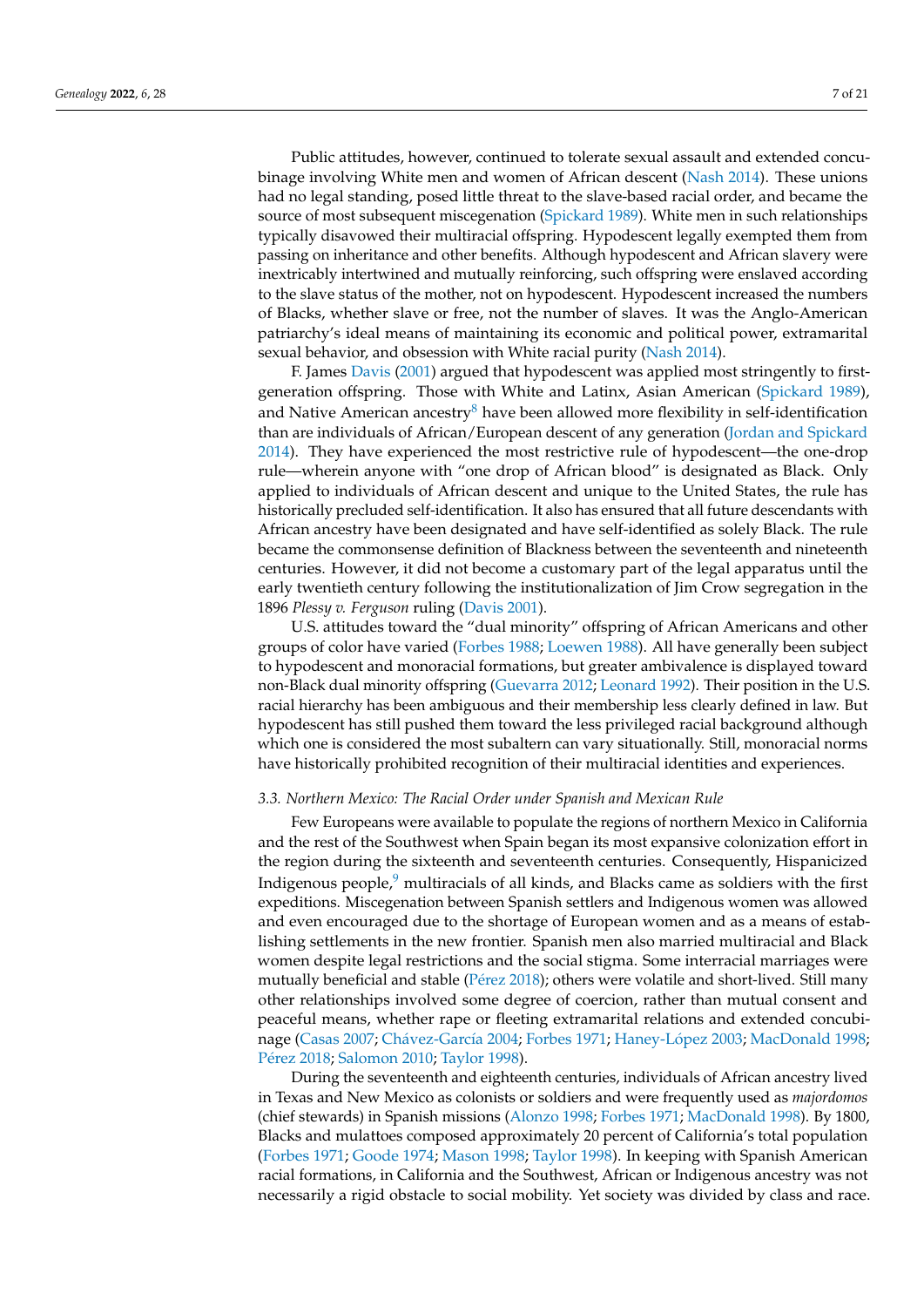Public attitudes, however, continued to tolerate sexual assault and extended concubinage involving White men and women of African descent (Nash 2014). These unions had no legal standing, posed little threat to the slave-based racial order, and became the source of most subsequent miscegenation (Spickard 1989). White men in such relationships typically disavowed their multiracial offspring. Hypodescent legally exempted them from passing on inheritance and other benefits. Although hypodescent and African slavery were inextricably intertwined and mutually reinforcing, such offspring were enslaved according to the slave status of the mother, not on hypodescent. Hypodescent increased the numbers of Blacks, whether slave or free, not the number of slaves. It was the Anglo-American patriarchy's ideal means of maintaining its economic and political power, extramarital sexual behavior, and obsession with White racial purity (Nash 2014).

F. James Davis (2001) argued that hypodescent was applied most stringently to first-generation offspring. Those with White and Latinx, Asian American (Spickard 1989), and Native American ancestry[8] have been allowed more flexibility in self-identification than are individuals of African/European descent of any generation (Jordan and Spickard 2014). They have experienced the most restrictive rule of hypodescent—the one-drop rule—wherein anyone with "one drop of African blood" is designated as Black. Only applied to individuals of African descent and unique to the United States, the rule has historically precluded self-identification. It also has ensured that all future descendants with African ancestry have been designated and have self-identified as solely Black. The rule became the commonsense definition of Blackness between the seventeenth and nineteenth centuries. However, it did not become a customary part of the legal apparatus until the early twentieth century following the institutionalization of Jim Crow segregation in the 1896 *Plessy v. Ferguson* ruling (Davis 2001).

U.S. attitudes toward the "dual minority" offspring of African Americans and other groups of color have varied (Forbes 1988; Loewen 1988). All have generally been subject to hypodescent and monoracial formations, but greater ambivalence is displayed toward non-Black dual minority offspring (Guevarra 2012; Leonard 1992). Their position in the U.S. racial hierarchy has been ambiguous and their membership less clearly defined in law. But hypodescent has still pushed them toward the less privileged racial background although which one is considered the most subaltern can vary situationally. Still, monoracial norms have historically prohibited recognition of their multiracial identities and experiences.

### *3.3. Northern Mexico: The Racial Order under Spanish and Mexican Rule*

Few Europeans were available to populate the regions of northern Mexico in California and the rest of the Southwest when Spain began its most expansive colonization effort in the region during the sixteenth and seventeenth centuries. Consequently, Hispanicized Indigenous people,[9] multiracials of all kinds, and Blacks came as soldiers with the first expeditions. Miscegenation between Spanish settlers and Indigenous women was allowed and even encouraged due to the shortage of European women and as a means of establishing settlements in the new frontier. Spanish men also married multiracial and Black women despite legal restrictions and the social stigma. Some interracial marriages were mutually beneficial and stable (Pérez 2018); others were volatile and short-lived. Still many other relationships involved some degree of coercion, rather than mutual consent and peaceful means, whether rape or fleeting extramarital relations and extended concubinage (Casas 2007; Chávez-García 2004; Forbes 1971; Haney-López 2003; MacDonald 1998; Pérez 2018; Salomon 2010; Taylor 1998).

During the seventeenth and eighteenth centuries, individuals of African ancestry lived in Texas and New Mexico as colonists or soldiers and were frequently used as *majordomos* (chief stewards) in Spanish missions (Alonzo 1998; Forbes 1971; MacDonald 1998). By 1800, Blacks and mulattoes composed approximately 20 percent of California's total population (Forbes 1971; Goode 1974; Mason 1998; Taylor 1998). In keeping with Spanish American racial formations, in California and the Southwest, African or Indigenous ancestry was not necessarily a rigid obstacle to social mobility. Yet society was divided by class and race.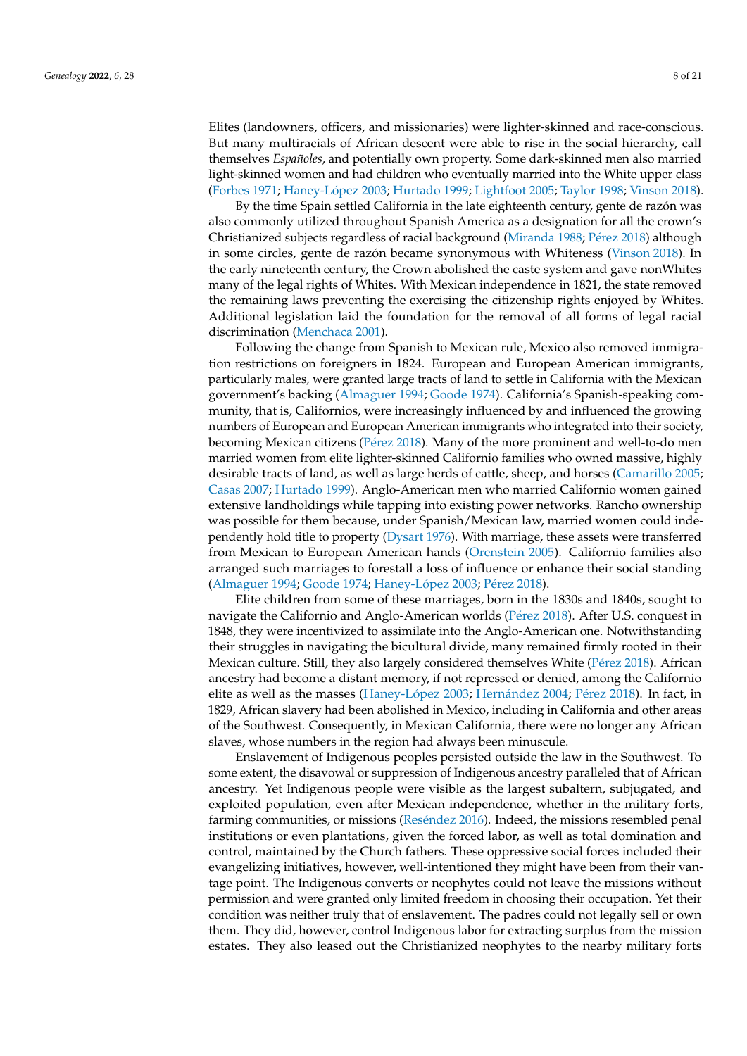Elites (landowners, officers, and missionaries) were lighter-skinned and race-conscious. But many multiracials of African descent were able to rise in the social hierarchy, call themselves *Españoles*, and potentially own property. Some dark-skinned men also married light-skinned women and had children who eventually married into the White upper class (Forbes 1971; Haney-López 2003; Hurtado 1999; Lightfoot 2005; Taylor 1998; Vinson 2018).

By the time Spain settled California in the late eighteenth century, gente de razón was also commonly utilized throughout Spanish America as a designation for all the crown's Christianized subjects regardless of racial background (Miranda 1988; Pérez 2018) although in some circles, gente de razón became synonymous with Whiteness (Vinson 2018). In the early nineteenth century, the Crown abolished the caste system and gave nonWhites many of the legal rights of Whites. With Mexican independence in 1821, the state removed the remaining laws preventing the exercising the citizenship rights enjoyed by Whites. Additional legislation laid the foundation for the removal of all forms of legal racial discrimination (Menchaca 2001).

Following the change from Spanish to Mexican rule, Mexico also removed immigration restrictions on foreigners in 1824. European and European American immigrants, particularly males, were granted large tracts of land to settle in California with the Mexican government's backing (Almaguer 1994; Goode 1974). California's Spanish-speaking community, that is, Californios, were increasingly influenced by and influenced the growing numbers of European and European American immigrants who integrated into their society, becoming Mexican citizens (Pérez 2018). Many of the more prominent and well-to-do men married women from elite lighter-skinned Californio families who owned massive, highly desirable tracts of land, as well as large herds of cattle, sheep, and horses (Camarillo 2005; Casas 2007; Hurtado 1999). Anglo-American men who married Californio women gained extensive landholdings while tapping into existing power networks. Rancho ownership was possible for them because, under Spanish/Mexican law, married women could independently hold title to property (Dysart 1976). With marriage, these assets were transferred from Mexican to European American hands (Orenstein 2005). Californio families also arranged such marriages to forestall a loss of influence or enhance their social standing (Almaguer 1994; Goode 1974; Haney-López 2003; Pérez 2018).

Elite children from some of these marriages, born in the 1830s and 1840s, sought to navigate the Californio and Anglo-American worlds (Pérez 2018). After U.S. conquest in 1848, they were incentivized to assimilate into the Anglo-American one. Notwithstanding their struggles in navigating the bicultural divide, many remained firmly rooted in their Mexican culture. Still, they also largely considered themselves White (Pérez 2018). African ancestry had become a distant memory, if not repressed or denied, among the Californio elite as well as the masses (Haney-López 2003; Hernández 2004; Pérez 2018). In fact, in 1829, African slavery had been abolished in Mexico, including in California and other areas of the Southwest. Consequently, in Mexican California, there were no longer any African slaves, whose numbers in the region had always been minuscule.

Enslavement of Indigenous peoples persisted outside the law in the Southwest. To some extent, the disavowal or suppression of Indigenous ancestry paralleled that of African ancestry. Yet Indigenous people were visible as the largest subaltern, subjugated, and exploited population, even after Mexican independence, whether in the military forts, farming communities, or missions (Reséndez 2016). Indeed, the missions resembled penal institutions or even plantations, given the forced labor, as well as total domination and control, maintained by the Church fathers. These oppressive social forces included their evangelizing initiatives, however, well-intentioned they might have been from their vantage point. The Indigenous converts or neophytes could not leave the missions without permission and were granted only limited freedom in choosing their occupation. Yet their condition was neither truly that of enslavement. The padres could not legally sell or own them. They did, however, control Indigenous labor for extracting surplus from the mission estates. They also leased out the Christianized neophytes to the nearby military forts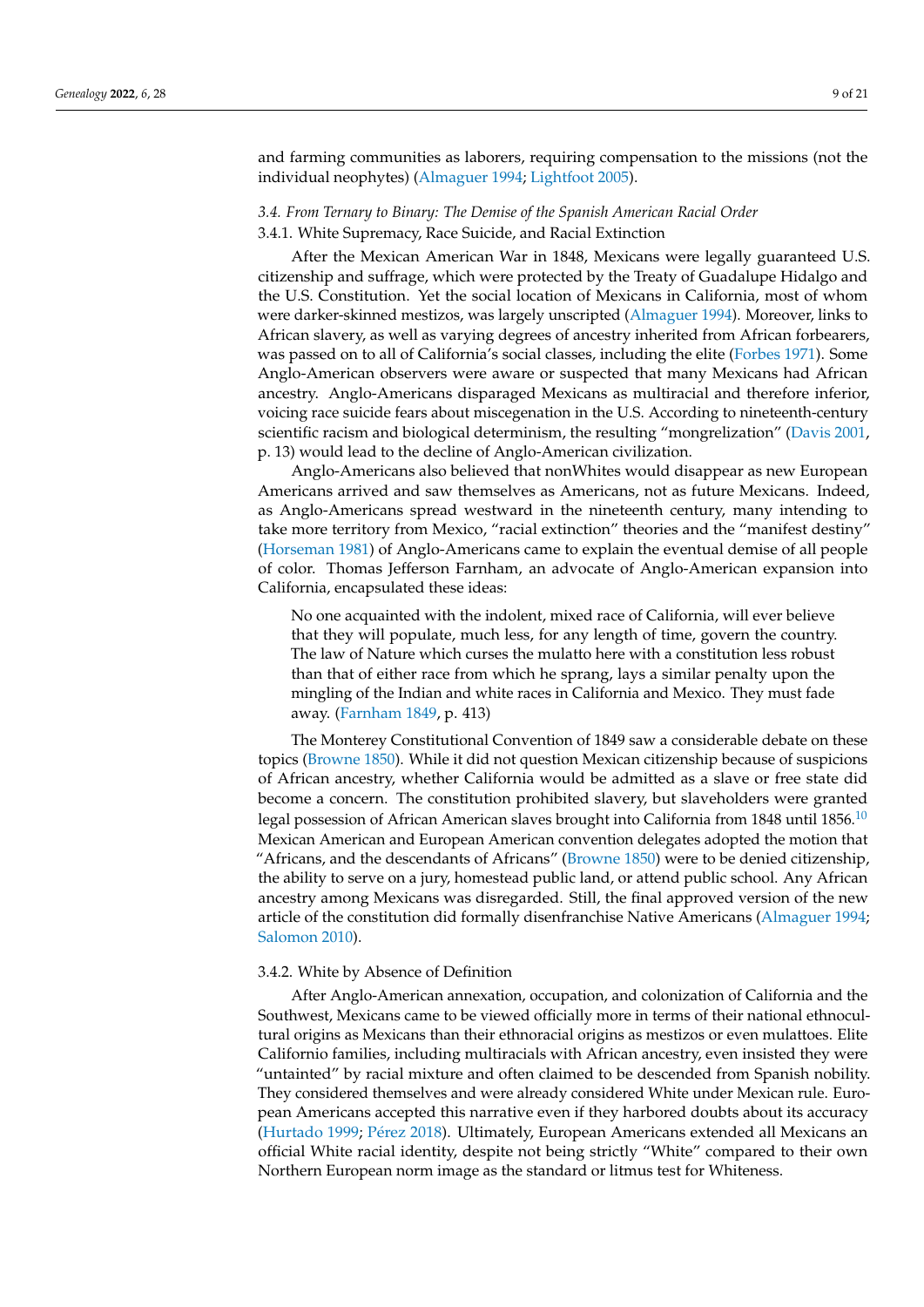and farming communities as laborers, requiring compensation to the missions (not the individual neophytes) (Almaguer 1994; Lightfoot 2005).

### *3.4. From Ternary to Binary: The Demise of the Spanish American Racial Order*

#### 3.4.1. White Supremacy, Race Suicide, and Racial Extinction

After the Mexican American War in 1848, Mexicans were legally guaranteed U.S. citizenship and suffrage, which were protected by the Treaty of Guadalupe Hidalgo and the U.S. Constitution. Yet the social location of Mexicans in California, most of whom were darker-skinned mestizos, was largely unscripted (Almaguer 1994). Moreover, links to African slavery, as well as varying degrees of ancestry inherited from African forbearers, was passed on to all of California's social classes, including the elite (Forbes 1971). Some Anglo-American observers were aware or suspected that many Mexicans had African ancestry. Anglo-Americans disparaged Mexicans as multiracial and therefore inferior, voicing race suicide fears about miscegenation in the U.S. According to nineteenth-century scientific racism and biological determinism, the resulting "mongrelization" (Davis 2001, p. 13) would lead to the decline of Anglo-American civilization.

Anglo-Americans also believed that nonWhites would disappear as new European Americans arrived and saw themselves as Americans, not as future Mexicans. Indeed, as Anglo-Americans spread westward in the nineteenth century, many intending to take more territory from Mexico, "racial extinction" theories and the "manifest destiny" (Horseman 1981) of Anglo-Americans came to explain the eventual demise of all people of color. Thomas Jefferson Farnham, an advocate of Anglo-American expansion into California, encapsulated these ideas:

> No one acquainted with the indolent, mixed race of California, will ever believe that they will populate, much less, for any length of time, govern the country. The law of Nature which curses the mulatto here with a constitution less robust than that of either race from which he sprang, lays a similar penalty upon the mingling of the Indian and white races in California and Mexico. They must fade away. (Farnham 1849, p. 413)

The Monterey Constitutional Convention of 1849 saw a considerable debate on these topics (Browne 1850). While it did not question Mexican citizenship because of suspicions of African ancestry, whether California would be admitted as a slave or free state did become a concern. The constitution prohibited slavery, but slaveholders were granted legal possession of African American slaves brought into California from 1848 until 1856.[10] Mexican American and European American convention delegates adopted the motion that "Africans, and the descendants of Africans" (Browne 1850) were to be denied citizenship, the ability to serve on a jury, homestead public land, or attend public school. Any African ancestry among Mexicans was disregarded. Still, the final approved version of the new article of the constitution did formally disenfranchise Native Americans (Almaguer 1994; Salomon 2010).

#### 3.4.2. White by Absence of Definition

After Anglo-American annexation, occupation, and colonization of California and the Southwest, Mexicans came to be viewed officially more in terms of their national ethnocultural origins as Mexicans than their ethnoracial origins as mestizos or even mulattoes. Elite Californio families, including multiracials with African ancestry, even insisted they were "untainted" by racial mixture and often claimed to be descended from Spanish nobility. They considered themselves and were already considered White under Mexican rule. European Americans accepted this narrative even if they harbored doubts about its accuracy (Hurtado 1999; Pérez 2018). Ultimately, European Americans extended all Mexicans an official White racial identity, despite not being strictly "White" compared to their own Northern European norm image as the standard or litmus test for Whiteness.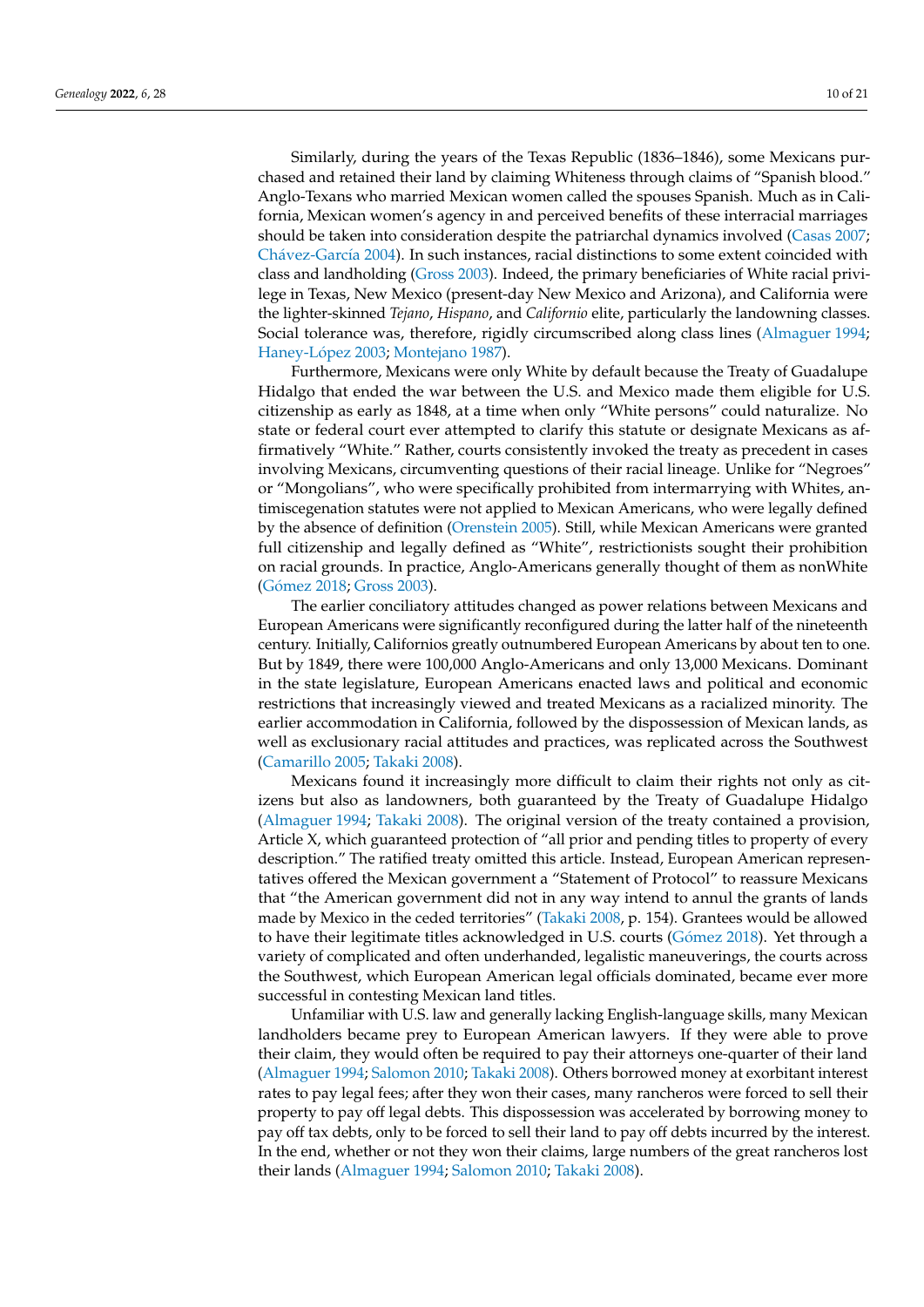Similarly, during the years of the Texas Republic (1836–1846), some Mexicans purchased and retained their land by claiming Whiteness through claims of "Spanish blood." Anglo-Texans who married Mexican women called the spouses Spanish. Much as in California, Mexican women's agency in and perceived benefits of these interracial marriages should be taken into consideration despite the patriarchal dynamics involved (Casas 2007; Chávez-García 2004). In such instances, racial distinctions to some extent coincided with class and landholding (Gross 2003). Indeed, the primary beneficiaries of White racial privilege in Texas, New Mexico (present-day New Mexico and Arizona), and California were the lighter-skinned *Tejano*, *Hispano*, and *Californio* elite, particularly the landowning classes. Social tolerance was, therefore, rigidly circumscribed along class lines (Almaguer 1994; Haney-López 2003; Montejano 1987).

Furthermore, Mexicans were only White by default because the Treaty of Guadalupe Hidalgo that ended the war between the U.S. and Mexico made them eligible for U.S. citizenship as early as 1848, at a time when only "White persons" could naturalize. No state or federal court ever attempted to clarify this statute or designate Mexicans as affirmatively "White." Rather, courts consistently invoked the treaty as precedent in cases involving Mexicans, circumventing questions of their racial lineage. Unlike for "Negroes" or "Mongolians", who were specifically prohibited from intermarrying with Whites, antimiscegenation statutes were not applied to Mexican Americans, who were legally defined by the absence of definition (Orenstein 2005). Still, while Mexican Americans were granted full citizenship and legally defined as "White", restrictionists sought their prohibition on racial grounds. In practice, Anglo-Americans generally thought of them as nonWhite (Gómez 2018; Gross 2003).

The earlier conciliatory attitudes changed as power relations between Mexicans and European Americans were significantly reconfigured during the latter half of the nineteenth century. Initially, Californios greatly outnumbered European Americans by about ten to one. But by 1849, there were 100,000 Anglo-Americans and only 13,000 Mexicans. Dominant in the state legislature, European Americans enacted laws and political and economic restrictions that increasingly viewed and treated Mexicans as a racialized minority. The earlier accommodation in California, followed by the dispossession of Mexican lands, as well as exclusionary racial attitudes and practices, was replicated across the Southwest (Camarillo 2005; Takaki 2008).

Mexicans found it increasingly more difficult to claim their rights not only as citizens but also as landowners, both guaranteed by the Treaty of Guadalupe Hidalgo (Almaguer 1994; Takaki 2008). The original version of the treaty contained a provision, Article X, which guaranteed protection of "all prior and pending titles to property of every description." The ratified treaty omitted this article. Instead, European American representatives offered the Mexican government a "Statement of Protocol" to reassure Mexicans that "the American government did not in any way intend to annul the grants of lands made by Mexico in the ceded territories" (Takaki 2008, p. 154). Grantees would be allowed to have their legitimate titles acknowledged in U.S. courts (Gómez 2018). Yet through a variety of complicated and often underhanded, legalistic maneuverings, the courts across the Southwest, which European American legal officials dominated, became ever more successful in contesting Mexican land titles.

Unfamiliar with U.S. law and generally lacking English-language skills, many Mexican landholders became prey to European American lawyers. If they were able to prove their claim, they would often be required to pay their attorneys one-quarter of their land (Almaguer 1994; Salomon 2010; Takaki 2008). Others borrowed money at exorbitant interest rates to pay legal fees; after they won their cases, many rancheros were forced to sell their property to pay off legal debts. This dispossession was accelerated by borrowing money to pay off tax debts, only to be forced to sell their land to pay off debts incurred by the interest. In the end, whether or not they won their claims, large numbers of the great rancheros lost their lands (Almaguer 1994; Salomon 2010; Takaki 2008).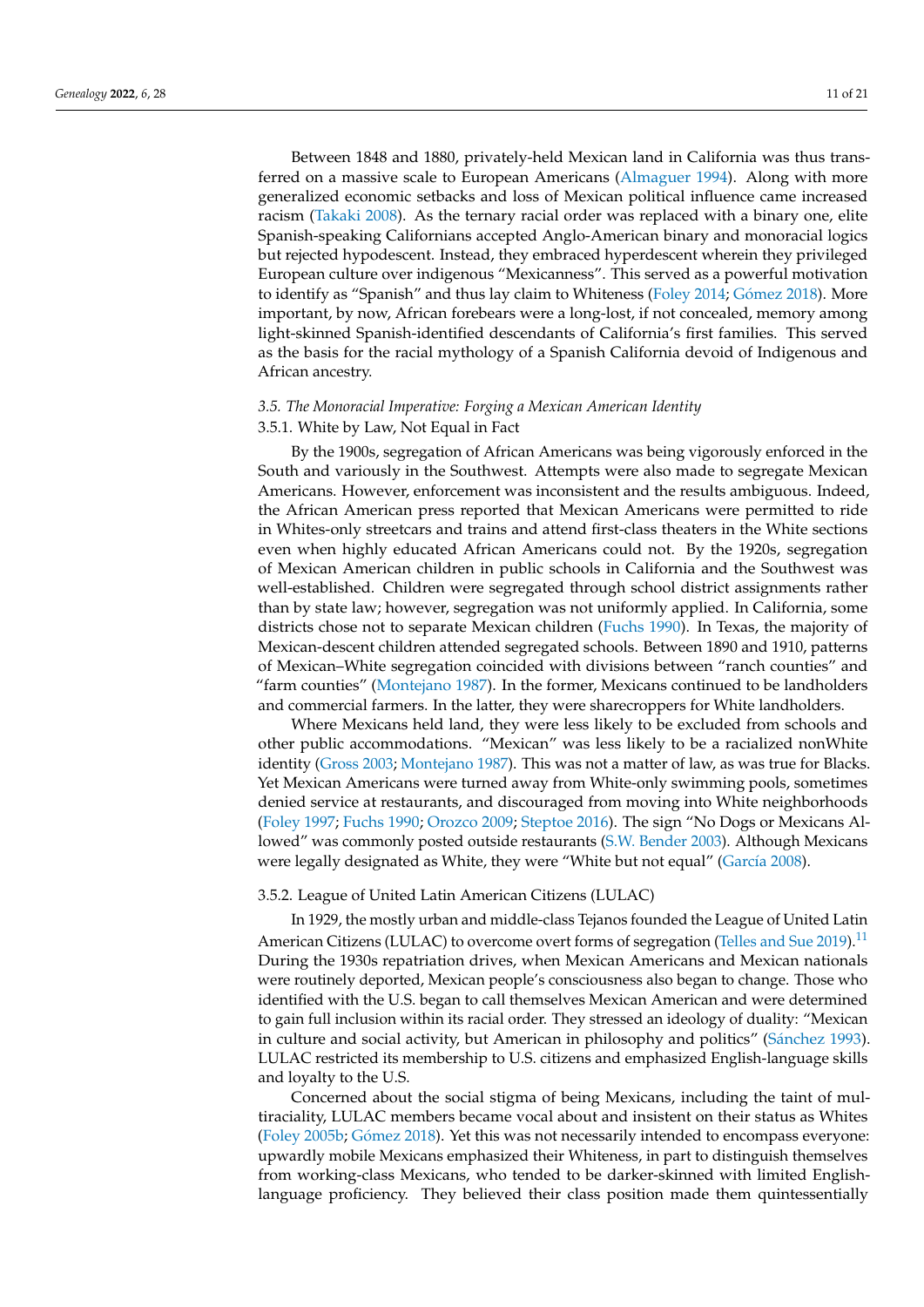Between 1848 and 1880, privately-held Mexican land in California was thus transferred on a massive scale to European Americans (Almaguer 1994). Along with more generalized economic setbacks and loss of Mexican political influence came increased racism (Takaki 2008). As the ternary racial order was replaced with a binary one, elite Spanish-speaking Californians accepted Anglo-American binary and monoracial logics but rejected hypodescent. Instead, they embraced hyperdescent wherein they privileged European culture over indigenous "Mexicanness". This served as a powerful motivation to identify as "Spanish" and thus lay claim to Whiteness (Foley 2014; Gómez 2018). More important, by now, African forebears were a long-lost, if not concealed, memory among light-skinned Spanish-identified descendants of California's first families. This served as the basis for the racial mythology of a Spanish California devoid of Indigenous and African ancestry.

### *3.5. The Monoracial Imperative: Forging a Mexican American Identity*

#### 3.5.1. White by Law, Not Equal in Fact

By the 1900s, segregation of African Americans was being vigorously enforced in the South and variously in the Southwest. Attempts were also made to segregate Mexican Americans. However, enforcement was inconsistent and the results ambiguous. Indeed, the African American press reported that Mexican Americans were permitted to ride in Whites-only streetcars and trains and attend first-class theaters in the White sections even when highly educated African Americans could not. By the 1920s, segregation of Mexican American children in public schools in California and the Southwest was well-established. Children were segregated through school district assignments rather than by state law; however, segregation was not uniformly applied. In California, some districts chose not to separate Mexican children (Fuchs 1990). In Texas, the majority of Mexican-descent children attended segregated schools. Between 1890 and 1910, patterns of Mexican–White segregation coincided with divisions between "ranch counties" and "farm counties" (Montejano 1987). In the former, Mexicans continued to be landholders and commercial farmers. In the latter, they were sharecroppers for White landholders.

Where Mexicans held land, they were less likely to be excluded from schools and other public accommodations. "Mexican" was less likely to be a racialized nonWhite identity (Gross 2003; Montejano 1987). This was not a matter of law, as was true for Blacks. Yet Mexican Americans were turned away from White-only swimming pools, sometimes denied service at restaurants, and discouraged from moving into White neighborhoods (Foley 1997; Fuchs 1990; Orozco 2009; Steptoe 2016). The sign "No Dogs or Mexicans Allowed" was commonly posted outside restaurants (S.W. Bender 2003). Although Mexicans were legally designated as White, they were "White but not equal" (García 2008).

#### 3.5.2. League of United Latin American Citizens (LULAC)

In 1929, the mostly urban and middle-class Tejanos founded the League of United Latin American Citizens (LULAC) to overcome overt forms of segregation (Telles and Sue 2019).[11] During the 1930s repatriation drives, when Mexican Americans and Mexican nationals were routinely deported, Mexican people's consciousness also began to change. Those who identified with the U.S. began to call themselves Mexican American and were determined to gain full inclusion within its racial order. They stressed an ideology of duality: "Mexican in culture and social activity, but American in philosophy and politics" (Sánchez 1993). LULAC restricted its membership to U.S. citizens and emphasized English-language skills and loyalty to the U.S.

Concerned about the social stigma of being Mexicans, including the taint of multiraciality, LULAC members became vocal about and insistent on their status as Whites (Foley 2005b; Gómez 2018). Yet this was not necessarily intended to encompass everyone: upwardly mobile Mexicans emphasized their Whiteness, in part to distinguish themselves from working-class Mexicans, who tended to be darker-skinned with limited English-language proficiency. They believed their class position made them quintessentially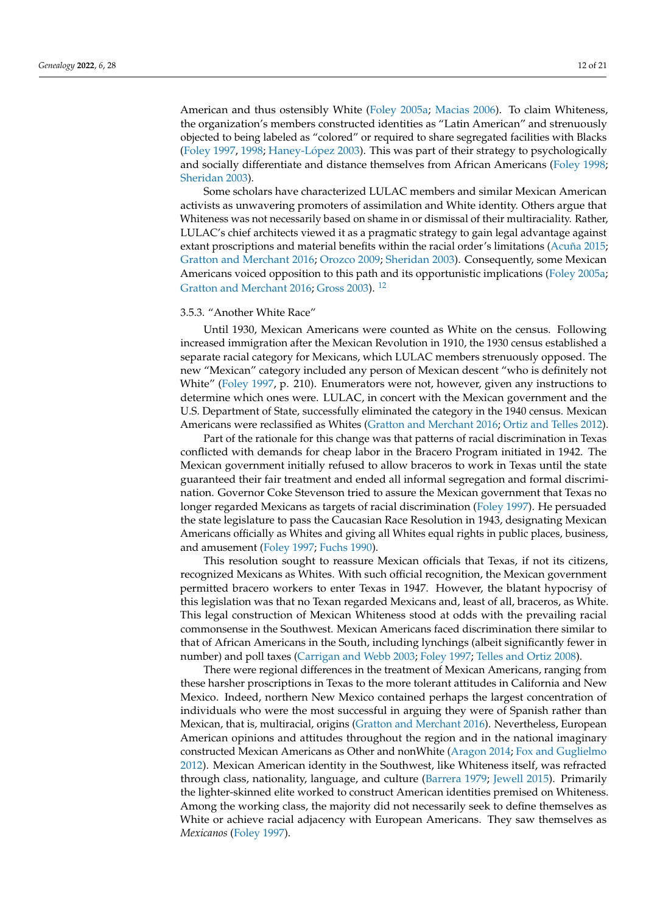American and thus ostensibly White (Foley 2005a; Macias 2006). To claim Whiteness, the organization's members constructed identities as "Latin American" and strenuously objected to being labeled as "colored" or required to share segregated facilities with Blacks (Foley 1997, 1998; Haney-López 2003). This was part of their strategy to psychologically and socially differentiate and distance themselves from African Americans (Foley 1998; Sheridan 2003).

Some scholars have characterized LULAC members and similar Mexican American activists as unwavering promoters of assimilation and White identity. Others argue that Whiteness was not necessarily based on shame in or dismissal of their multiraciality. Rather, LULAC's chief architects viewed it as a pragmatic strategy to gain legal advantage against extant proscriptions and material benefits within the racial order's limitations (Acuña 2015; Gratton and Merchant 2016; Orozco 2009; Sheridan 2003). Consequently, some Mexican Americans voiced opposition to this path and its opportunistic implications (Foley 2005a; Gratton and Merchant 2016; Gross 2003). [12]

### 3.5.3. "Another White Race"

Until 1930, Mexican Americans were counted as White on the census. Following increased immigration after the Mexican Revolution in 1910, the 1930 census established a separate racial category for Mexicans, which LULAC members strenuously opposed. The new "Mexican" category included any person of Mexican descent "who is definitely not White" (Foley 1997, p. 210). Enumerators were not, however, given any instructions to determine which ones were. LULAC, in concert with the Mexican government and the U.S. Department of State, successfully eliminated the category in the 1940 census. Mexican Americans were reclassified as Whites (Gratton and Merchant 2016; Ortiz and Telles 2012).

Part of the rationale for this change was that patterns of racial discrimination in Texas conflicted with demands for cheap labor in the Bracero Program initiated in 1942. The Mexican government initially refused to allow braceros to work in Texas until the state guaranteed their fair treatment and ended all informal segregation and formal discrimination. Governor Coke Stevenson tried to assure the Mexican government that Texas no longer regarded Mexicans as targets of racial discrimination (Foley 1997). He persuaded the state legislature to pass the Caucasian Race Resolution in 1943, designating Mexican Americans officially as Whites and giving all Whites equal rights in public places, business, and amusement (Foley 1997; Fuchs 1990).

This resolution sought to reassure Mexican officials that Texas, if not its citizens, recognized Mexicans as Whites. With such official recognition, the Mexican government permitted bracero workers to enter Texas in 1947. However, the blatant hypocrisy of this legislation was that no Texan regarded Mexicans and, least of all, braceros, as White. This legal construction of Mexican Whiteness stood at odds with the prevailing racial commonsense in the Southwest. Mexican Americans faced discrimination there similar to that of African Americans in the South, including lynchings (albeit significantly fewer in number) and poll taxes (Carrigan and Webb 2003; Foley 1997; Telles and Ortiz 2008).

There were regional differences in the treatment of Mexican Americans, ranging from these harsher proscriptions in Texas to the more tolerant attitudes in California and New Mexico. Indeed, northern New Mexico contained perhaps the largest concentration of individuals who were the most successful in arguing they were of Spanish rather than Mexican, that is, multiracial, origins (Gratton and Merchant 2016). Nevertheless, European American opinions and attitudes throughout the region and in the national imaginary constructed Mexican Americans as Other and nonWhite (Aragon 2014; Fox and Guglielmo 2012). Mexican American identity in the Southwest, like Whiteness itself, was refracted through class, nationality, language, and culture (Barrera 1979; Jewell 2015). Primarily the lighter-skinned elite worked to construct American identities premised on Whiteness. Among the working class, the majority did not necessarily seek to define themselves as White or achieve racial adjacency with European Americans. They saw themselves as *Mexicanos* (Foley 1997).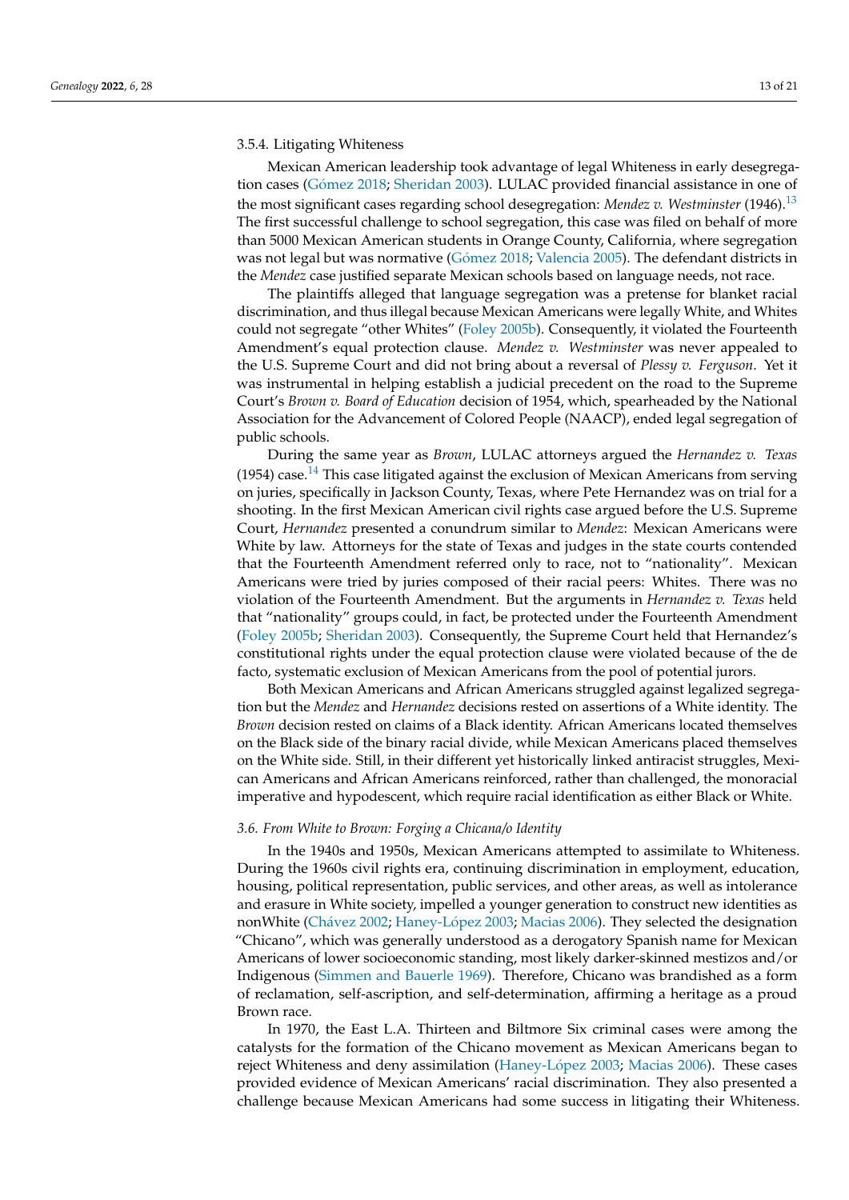#### 3.5.4. Litigating Whiteness

Mexican American leadership took advantage of legal Whiteness in early desegregation cases (Gómez 2018; Sheridan 2003). LULAC provided financial assistance in one of the most significant cases regarding school desegregation: *Mendez v. Westminster* (1946).[13] The first successful challenge to school segregation, this case was filed on behalf of more than 5000 Mexican American students in Orange County, California, where segregation was not legal but was normative (Gómez 2018; Valencia 2005). The defendant districts in the *Mendez* case justified separate Mexican schools based on language needs, not race.

The plaintiffs alleged that language segregation was a pretense for blanket racial discrimination, and thus illegal because Mexican Americans were legally White, and Whites could not segregate "other Whites" (Foley 2005b). Consequently, it violated the Fourteenth Amendment's equal protection clause. *Mendez v. Westminster* was never appealed to the U.S. Supreme Court and did not bring about a reversal of *Plessy v. Ferguson*. Yet it was instrumental in helping establish a judicial precedent on the road to the Supreme Court's *Brown v. Board of Education* decision of 1954, which, spearheaded by the National Association for the Advancement of Colored People (NAACP), ended legal segregation of public schools.

During the same year as *Brown*, LULAC attorneys argued the *Hernandez v. Texas* (1954) case.[14] This case litigated against the exclusion of Mexican Americans from serving on juries, specifically in Jackson County, Texas, where Pete Hernandez was on trial for a shooting. In the first Mexican American civil rights case argued before the U.S. Supreme Court, *Hernandez* presented a conundrum similar to *Mendez*: Mexican Americans were White by law. Attorneys for the state of Texas and judges in the state courts contended that the Fourteenth Amendment referred only to race, not to "nationality". Mexican Americans were tried by juries composed of their racial peers: Whites. There was no violation of the Fourteenth Amendment. But the arguments in *Hernandez v. Texas* held that "nationality" groups could, in fact, be protected under the Fourteenth Amendment (Foley 2005b; Sheridan 2003). Consequently, the Supreme Court held that Hernandez's constitutional rights under the equal protection clause were violated because of the de facto, systematic exclusion of Mexican Americans from the pool of potential jurors.

Both Mexican Americans and African Americans struggled against legalized segregation but the *Mendez* and *Hernandez* decisions rested on assertions of a White identity. The *Brown* decision rested on claims of a Black identity. African Americans located themselves on the Black side of the binary racial divide, while Mexican Americans placed themselves on the White side. Still, in their different yet historically linked antiracist struggles, Mexican Americans and African Americans reinforced, rather than challenged, the monoracial imperative and hypodescent, which require racial identification as either Black or White.

### *3.6. From White to Brown: Forging a Chicana/o Identity*

In the 1940s and 1950s, Mexican Americans attempted to assimilate to Whiteness. During the 1960s civil rights era, continuing discrimination in employment, education, housing, political representation, public services, and other areas, as well as intolerance and erasure in White society, impelled a younger generation to construct new identities as nonWhite (Chávez 2002; Haney-López 2003; Macias 2006). They selected the designation "Chicano", which was generally understood as a derogatory Spanish name for Mexican Americans of lower socioeconomic standing, most likely darker-skinned mestizos and/or Indigenous (Simmen and Bauerle 1969). Therefore, Chicano was brandished as a form of reclamation, self-ascription, and self-determination, affirming a heritage as a proud Brown race.

In 1970, the East L.A. Thirteen and Biltmore Six criminal cases were among the catalysts for the formation of the Chicano movement as Mexican Americans began to reject Whiteness and deny assimilation (Haney-López 2003; Macias 2006). These cases provided evidence of Mexican Americans' racial discrimination. They also presented a challenge because Mexican Americans had some success in litigating their Whiteness.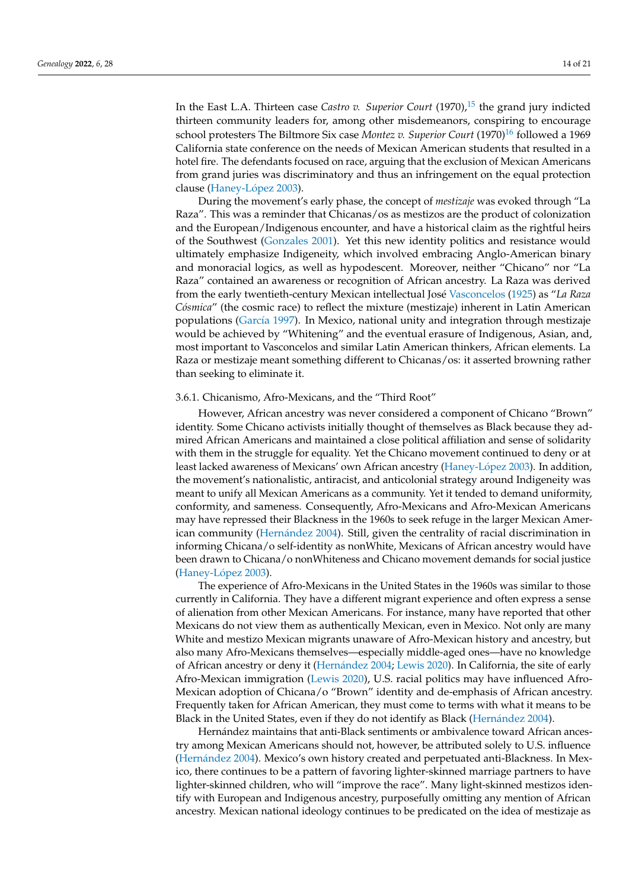In the East L.A. Thirteen case *Castro v. Superior Court* (1970),[15] the grand jury indicted thirteen community leaders for, among other misdemeanors, conspiring to encourage school protesters The Biltmore Six case *Montez v. Superior Court* (1970)[16] followed a 1969 California state conference on the needs of Mexican American students that resulted in a hotel fire. The defendants focused on race, arguing that the exclusion of Mexican Americans from grand juries was discriminatory and thus an infringement on the equal protection clause (Haney-López 2003).

During the movement's early phase, the concept of *mestizaje* was evoked through "La Raza". This was a reminder that Chicanas/os as mestizos are the product of colonization and the European/Indigenous encounter, and have a historical claim as the rightful heirs of the Southwest (Gonzales 2001). Yet this new identity politics and resistance would ultimately emphasize Indigeneity, which involved embracing Anglo-American binary and monoracial logics, as well as hypodescent. Moreover, neither "Chicano" nor "La Raza" contained an awareness or recognition of African ancestry. La Raza was derived from the early twentieth-century Mexican intellectual José Vasconcelos (1925) as "*La Raza Cósmica*" (the cosmic race) to reflect the mixture (mestizaje) inherent in Latin American populations (García 1997). In Mexico, national unity and integration through mestizaje would be achieved by "Whitening" and the eventual erasure of Indigenous, Asian, and, most important to Vasconcelos and similar Latin American thinkers, African elements. La Raza or mestizaje meant something different to Chicanas/os: it asserted browning rather than seeking to eliminate it.

#### 3.6.1. Chicanismo, Afro-Mexicans, and the "Third Root"

However, African ancestry was never considered a component of Chicano "Brown" identity. Some Chicano activists initially thought of themselves as Black because they admired African Americans and maintained a close political affiliation and sense of solidarity with them in the struggle for equality. Yet the Chicano movement continued to deny or at least lacked awareness of Mexicans' own African ancestry (Haney-López 2003). In addition, the movement's nationalistic, antiracist, and anticolonial strategy around Indigeneity was meant to unify all Mexican Americans as a community. Yet it tended to demand uniformity, conformity, and sameness. Consequently, Afro-Mexicans and Afro-Mexican Americans may have repressed their Blackness in the 1960s to seek refuge in the larger Mexican American community (Hernández 2004). Still, given the centrality of racial discrimination in informing Chicana/o self-identity as nonWhite, Mexicans of African ancestry would have been drawn to Chicana/o nonWhiteness and Chicano movement demands for social justice (Haney-López 2003).

The experience of Afro-Mexicans in the United States in the 1960s was similar to those currently in California. They have a different migrant experience and often express a sense of alienation from other Mexican Americans. For instance, many have reported that other Mexicans do not view them as authentically Mexican, even in Mexico. Not only are many White and mestizo Mexican migrants unaware of Afro-Mexican history and ancestry, but also many Afro-Mexicans themselves—especially middle-aged ones—have no knowledge of African ancestry or deny it (Hernández 2004; Lewis 2020). In California, the site of early Afro-Mexican immigration (Lewis 2020), U.S. racial politics may have influenced Afro-Mexican adoption of Chicana/o "Brown" identity and de-emphasis of African ancestry. Frequently taken for African American, they must come to terms with what it means to be Black in the United States, even if they do not identify as Black (Hernández 2004).

Hernández maintains that anti-Black sentiments or ambivalence toward African ancestry among Mexican Americans should not, however, be attributed solely to U.S. influence (Hernández 2004). Mexico's own history created and perpetuated anti-Blackness. In Mexico, there continues to be a pattern of favoring lighter-skinned marriage partners to have lighter-skinned children, who will "improve the race". Many light-skinned mestizos identify with European and Indigenous ancestry, purposefully omitting any mention of African ancestry. Mexican national ideology continues to be predicated on the idea of mestizaje as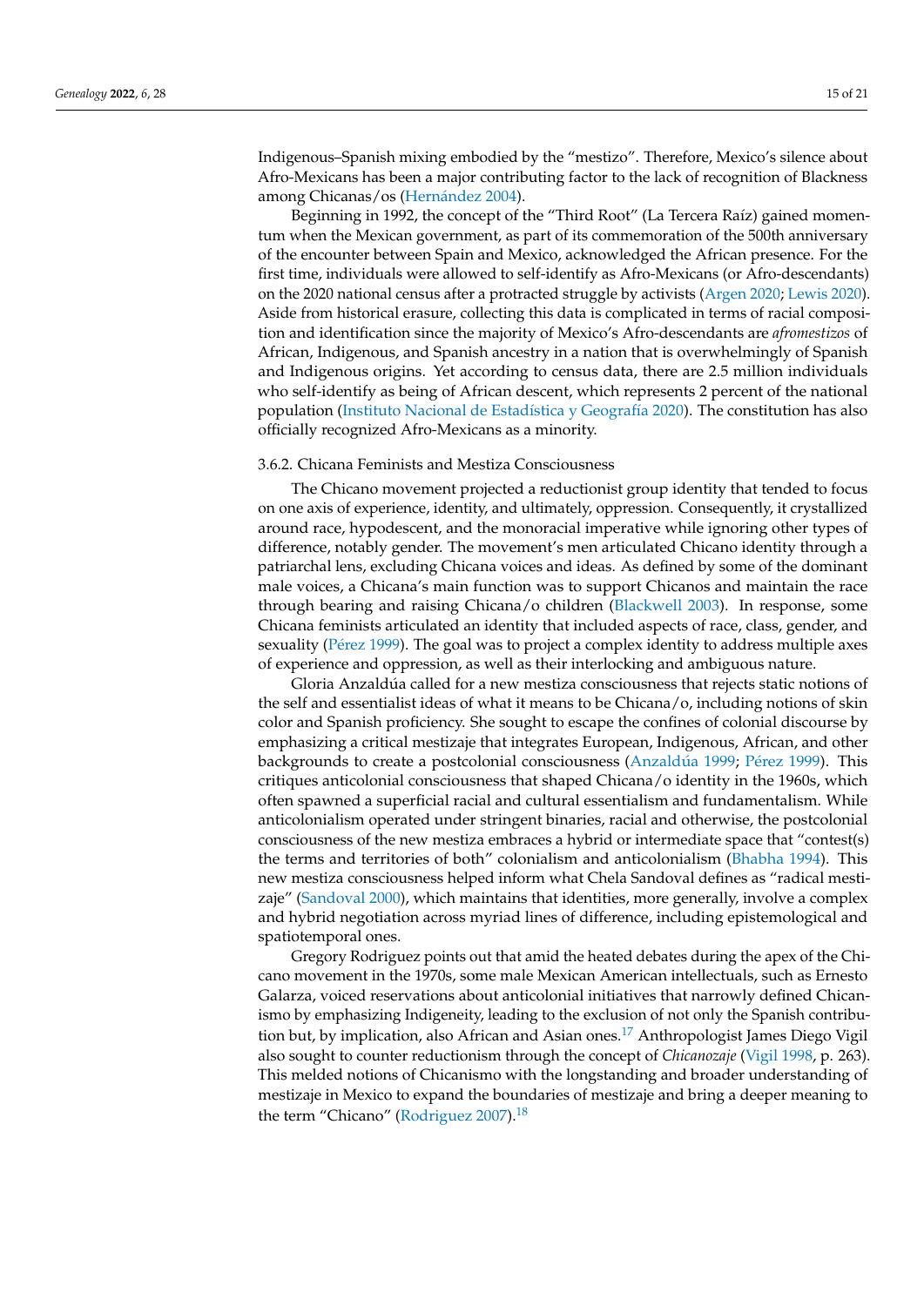Indigenous–Spanish mixing embodied by the "mestizo". Therefore, Mexico's silence about Afro-Mexicans has been a major contributing factor to the lack of recognition of Blackness among Chicanas/os (Hernández 2004).

Beginning in 1992, the concept of the "Third Root" (La Tercera Raíz) gained momentum when the Mexican government, as part of its commemoration of the 500th anniversary of the encounter between Spain and Mexico, acknowledged the African presence. For the first time, individuals were allowed to self-identify as Afro-Mexicans (or Afro-descendants) on the 2020 national census after a protracted struggle by activists (Argen 2020; Lewis 2020). Aside from historical erasure, collecting this data is complicated in terms of racial composition and identification since the majority of Mexico's Afro-descendants are *afromestizos* of African, Indigenous, and Spanish ancestry in a nation that is overwhelmingly of Spanish and Indigenous origins. Yet according to census data, there are 2.5 million individuals who self-identify as being of African descent, which represents 2 percent of the national population (Instituto Nacional de Estadística y Geografía 2020). The constitution has also officially recognized Afro-Mexicans as a minority.

#### 3.6.2. Chicana Feminists and Mestiza Consciousness

The Chicano movement projected a reductionist group identity that tended to focus on one axis of experience, identity, and ultimately, oppression. Consequently, it crystallized around race, hypodescent, and the monoracial imperative while ignoring other types of difference, notably gender. The movement's men articulated Chicano identity through a patriarchal lens, excluding Chicana voices and ideas. As defined by some of the dominant male voices, a Chicana's main function was to support Chicanos and maintain the race through bearing and raising Chicana/o children (Blackwell 2003). In response, some Chicana feminists articulated an identity that included aspects of race, class, gender, and sexuality (Pérez 1999). The goal was to project a complex identity to address multiple axes of experience and oppression, as well as their interlocking and ambiguous nature.

Gloria Anzaldúa called for a new mestiza consciousness that rejects static notions of the self and essentialist ideas of what it means to be Chicana/o, including notions of skin color and Spanish proficiency. She sought to escape the confines of colonial discourse by emphasizing a critical mestizaje that integrates European, Indigenous, African, and other backgrounds to create a postcolonial consciousness (Anzaldúa 1999; Pérez 1999). This critiques anticolonial consciousness that shaped Chicana/o identity in the 1960s, which often spawned a superficial racial and cultural essentialism and fundamentalism. While anticolonialism operated under stringent binaries, racial and otherwise, the postcolonial consciousness of the new mestiza embraces a hybrid or intermediate space that "contest(s) the terms and territories of both" colonialism and anticolonialism (Bhabha 1994). This new mestiza consciousness helped inform what Chela Sandoval defines as "radical mestizaje" (Sandoval 2000), which maintains that identities, more generally, involve a complex and hybrid negotiation across myriad lines of difference, including epistemological and spatiotemporal ones.

Gregory Rodriguez points out that amid the heated debates during the apex of the Chicano movement in the 1970s, some male Mexican American intellectuals, such as Ernesto Galarza, voiced reservations about anticolonial initiatives that narrowly defined Chicanismo by emphasizing Indigeneity, leading to the exclusion of not only the Spanish contribution but, by implication, also African and Asian ones.[17] Anthropologist James Diego Vigil also sought to counter reductionism through the concept of *Chicanozaje* (Vigil 1998, p. 263). This melded notions of Chicanismo with the longstanding and broader understanding of mestizaje in Mexico to expand the boundaries of mestizaje and bring a deeper meaning to the term "Chicano" (Rodriguez 2007).[18]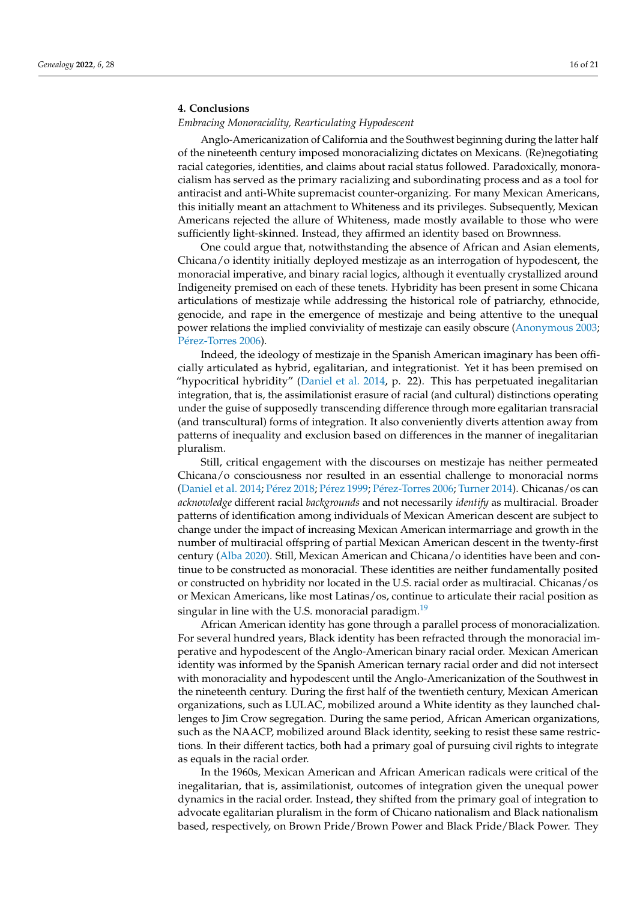## 4. Conclusions

*Embracing Monoraciality, Rearticulating Hypodescent*

Anglo-Americanization of California and the Southwest beginning during the latter half of the nineteenth century imposed monoracializing dictates on Mexicans. (Re)negotiating racial categories, identities, and claims about racial status followed. Paradoxically, monoracialism has served as the primary racializing and subordinating process and as a tool for antiracist and anti-White supremacist counter-organizing. For many Mexican Americans, this initially meant an attachment to Whiteness and its privileges. Subsequently, Mexican Americans rejected the allure of Whiteness, made mostly available to those who were sufficiently light-skinned. Instead, they affirmed an identity based on Brownness.

One could argue that, notwithstanding the absence of African and Asian elements, Chicana/o identity initially deployed mestizaje as an interrogation of hypodescent, the monoracial imperative, and binary racial logics, although it eventually crystallized around Indigeneity premised on each of these tenets. Hybridity has been present in some Chicana articulations of mestizaje while addressing the historical role of patriarchy, ethnocide, genocide, and rape in the emergence of mestizaje and being attentive to the unequal power relations the implied conviviality of mestizaje can easily obscure (Anonymous 2003; Pérez-Torres 2006).

Indeed, the ideology of mestizaje in the Spanish American imaginary has been officially articulated as hybrid, egalitarian, and integrationist. Yet it has been premised on "hypocritical hybridity" (Daniel et al. 2014, p. 22). This has perpetuated inegalitarian integration, that is, the assimilationist erasure of racial (and cultural) distinctions operating under the guise of supposedly transcending difference through more egalitarian transracial (and transcultural) forms of integration. It also conveniently diverts attention away from patterns of inequality and exclusion based on differences in the manner of inegalitarian pluralism.

Still, critical engagement with the discourses on mestizaje has neither permeated Chicana/o consciousness nor resulted in an essential challenge to monoracial norms (Daniel et al. 2014; Pérez 2018; Pérez 1999; Pérez-Torres 2006; Turner 2014). Chicanas/os can *acknowledge* different racial *backgrounds* and not necessarily *identify* as multiracial. Broader patterns of identification among individuals of Mexican American descent are subject to change under the impact of increasing Mexican American intermarriage and growth in the number of multiracial offspring of partial Mexican American descent in the twenty-first century (Alba 2020). Still, Mexican American and Chicana/o identities have been and continue to be constructed as monoracial. These identities are neither fundamentally posited or constructed on hybridity nor located in the U.S. racial order as multiracial. Chicanas/os or Mexican Americans, like most Latinas/os, continue to articulate their racial position as singular in line with the U.S. monoracial paradigm.[19]

African American identity has gone through a parallel process of monoracialization. For several hundred years, Black identity has been refracted through the monoracial imperative and hypodescent of the Anglo-American binary racial order. Mexican American identity was informed by the Spanish American ternary racial order and did not intersect with monoraciality and hypodescent until the Anglo-Americanization of the Southwest in the nineteenth century. During the first half of the twentieth century, Mexican American organizations, such as LULAC, mobilized around a White identity as they launched challenges to Jim Crow segregation. During the same period, African American organizations, such as the NAACP, mobilized around Black identity, seeking to resist these same restrictions. In their different tactics, both had a primary goal of pursuing civil rights to integrate as equals in the racial order.

In the 1960s, Mexican American and African American radicals were critical of the inegalitarian, that is, assimilationist, outcomes of integration given the unequal power dynamics in the racial order. Instead, they shifted from the primary goal of integration to advocate egalitarian pluralism in the form of Chicano nationalism and Black nationalism based, respectively, on Brown Pride/Brown Power and Black Pride/Black Power. They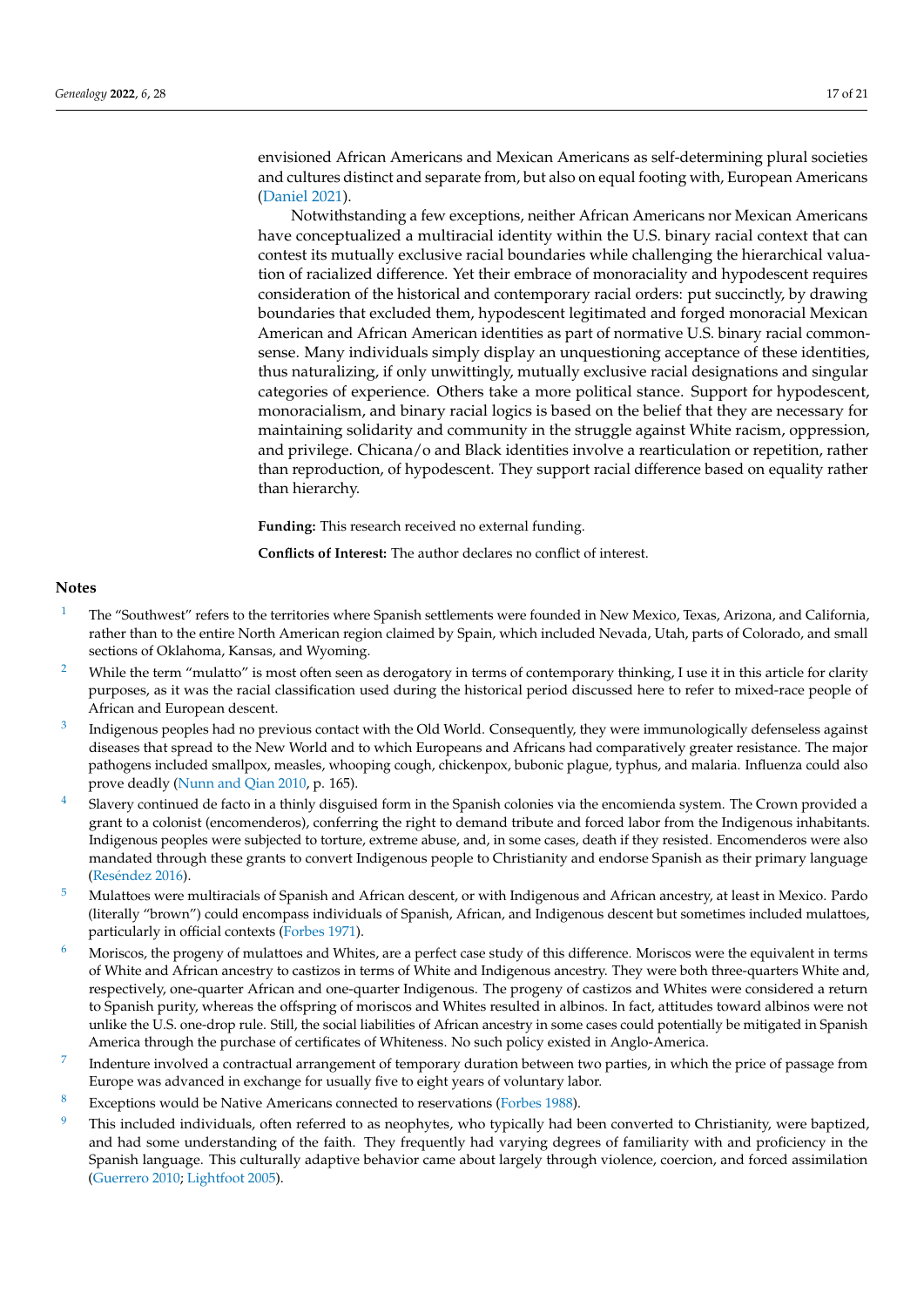envisioned African Americans and Mexican Americans as self-determining plural societies and cultures distinct and separate from, but also on equal footing with, European Americans (Daniel 2021).

Notwithstanding a few exceptions, neither African Americans nor Mexican Americans have conceptualized a multiracial identity within the U.S. binary racial context that can contest its mutually exclusive racial boundaries while challenging the hierarchical valuation of racialized difference. Yet their embrace of monoraciality and hypodescent requires consideration of the historical and contemporary racial orders: put succinctly, by drawing boundaries that excluded them, hypodescent legitimated and forged monoracial Mexican American and African American identities as part of normative U.S. binary racial commonsense. Many individuals simply display an unquestioning acceptance of these identities, thus naturalizing, if only unwittingly, mutually exclusive racial designations and singular categories of experience. Others take a more political stance. Support for hypodescent, monoracialism, and binary racial logics is based on the belief that they are necessary for maintaining solidarity and community in the struggle against White racism, oppression, and privilege. Chicana/o and Black identities involve a rearticulation or repetition, rather than reproduction, of hypodescent. They support racial difference based on equality rather than hierarchy.

**Funding:** This research received no external funding.

**Conflicts of Interest:** The author declares no conflict of interest.

## Notes

1. The "Southwest" refers to the territories where Spanish settlements were founded in New Mexico, Texas, Arizona, and California, rather than to the entire North American region claimed by Spain, which included Nevada, Utah, parts of Colorado, and small sections of Oklahoma, Kansas, and Wyoming.
2. While the term "mulatto" is most often seen as derogatory in terms of contemporary thinking, I use it in this article for clarity purposes, as it was the racial classification used during the historical period discussed here to refer to mixed-race people of African and European descent.
3. Indigenous peoples had no previous contact with the Old World. Consequently, they were immunologically defenseless against diseases that spread to the New World and to which Europeans and Africans had comparatively greater resistance. The major pathogens included smallpox, measles, whooping cough, chickenpox, bubonic plague, typhus, and malaria. Influenza could also prove deadly (Nunn and Qian 2010, p. 165).
4. Slavery continued de facto in a thinly disguised form in the Spanish colonies via the encomienda system. The Crown provided a grant to a colonist (encomenderos), conferring the right to demand tribute and forced labor from the Indigenous inhabitants. Indigenous peoples were subjected to torture, extreme abuse, and, in some cases, death if they resisted. Encomenderos were also mandated through these grants to convert Indigenous people to Christianity and endorse Spanish as their primary language (Reséndez 2016).
5. Mulattoes were multiracials of Spanish and African descent, or with Indigenous and African ancestry, at least in Mexico. Pardo (literally "brown") could encompass individuals of Spanish, African, and Indigenous descent but sometimes included mulattoes, particularly in official contexts (Forbes 1971).
6. Moriscos, the progeny of mulattoes and Whites, are a perfect case study of this difference. Moriscos were the equivalent in terms of White and African ancestry to castizos in terms of White and Indigenous ancestry. They were both three-quarters White and, respectively, one-quarter African and one-quarter Indigenous. The progeny of castizos and Whites were considered a return to Spanish purity, whereas the offspring of moriscos and Whites resulted in albinos. In fact, attitudes toward albinos were not unlike the U.S. one-drop rule. Still, the social liabilities of African ancestry in some cases could potentially be mitigated in Spanish America through the purchase of certificates of Whiteness. No such policy existed in Anglo-America.
7. Indenture involved a contractual arrangement of temporary duration between two parties, in which the price of passage from Europe was advanced in exchange for usually five to eight years of voluntary labor.
8. Exceptions would be Native Americans connected to reservations (Forbes 1988).
9. This included individuals, often referred to as neophytes, who typically had been converted to Christianity, were baptized, and had some understanding of the faith. They frequently had varying degrees of familiarity with and proficiency in the Spanish language. This culturally adaptive behavior came about largely through violence, coercion, and forced assimilation (Guerrero 2010; Lightfoot 2005).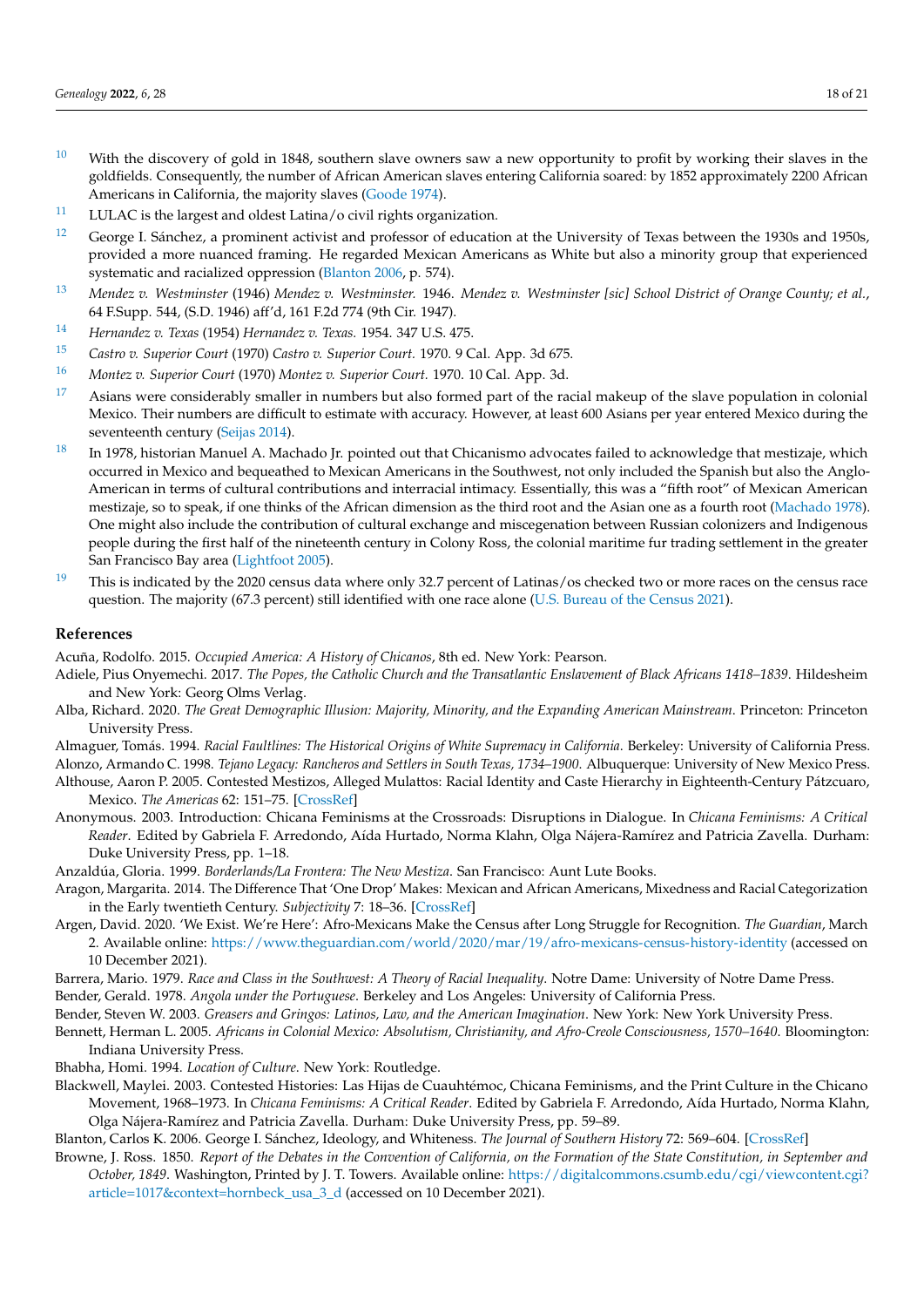[10] With the discovery of gold in 1848, southern slave owners saw a new opportunity to profit by working their slaves in the goldfields. Consequently, the number of African American slaves entering California soared: by 1852 approximately 2200 African Americans in California, the majority slaves (Goode 1974).

[11] LULAC is the largest and oldest Latina/o civil rights organization.

[12] George I. Sánchez, a prominent activist and professor of education at the University of Texas between the 1930s and 1950s, provided a more nuanced framing. He regarded Mexican Americans as White but also a minority group that experienced systematic and racialized oppression (Blanton 2006, p. 574).

[13] *Mendez v. Westminster* (1946) *Mendez v. Westminster.* 1946. *Mendez v. Westminster [sic] School District of Orange County; et al.*, 64 F.Supp. 544, (S.D. 1946) aff'd, 161 F.2d 774 (9th Cir. 1947).

[14] *Hernandez v. Texas* (1954) *Hernandez v. Texas.* 1954. 347 U.S. 475.

[15] *Castro v. Superior Court* (1970) *Castro v. Superior Court.* 1970. 9 Cal. App. 3d 675.

[16] *Montez v. Superior Court* (1970) *Montez v. Superior Court.* 1970. 10 Cal. App. 3d.

[17] Asians were considerably smaller in numbers but also formed part of the racial makeup of the slave population in colonial Mexico. Their numbers are difficult to estimate with accuracy. However, at least 600 Asians per year entered Mexico during the seventeenth century (Seijas 2014).

[18] In 1978, historian Manuel A. Machado Jr. pointed out that Chicanismo advocates failed to acknowledge that mestizaje, which occurred in Mexico and bequeathed to Mexican Americans in the Southwest, not only included the Spanish but also the Anglo-American in terms of cultural contributions and interracial intimacy. Essentially, this was a "fifth root" of Mexican American mestizaje, so to speak, if one thinks of the African dimension as the third root and the Asian one as a fourth root (Machado 1978). One might also include the contribution of cultural exchange and miscegenation between Russian colonizers and Indigenous people during the first half of the nineteenth century in Colony Ross, the colonial maritime fur trading settlement in the greater San Francisco Bay area (Lightfoot 2005).

[19] This is indicated by the 2020 census data where only 32.7 percent of Latinas/os checked two or more races on the census race question. The majority (67.3 percent) still identified with one race alone (U.S. Bureau of the Census 2021).

## References

Acuña, Rodolfo. 2015. *Occupied America: A History of Chicanos*, 8th ed. New York: Pearson.

Adiele, Pius Onyemechi. 2017. *The Popes, the Catholic Church and the Transatlantic Enslavement of Black Africans 1418–1839*. Hildesheim and New York: Georg Olms Verlag.

Alba, Richard. 2020. *The Great Demographic Illusion: Majority, Minority, and the Expanding American Mainstream*. Princeton: Princeton University Press.

Almaguer, Tomás. 1994. *Racial Faultlines: The Historical Origins of White Supremacy in California*. Berkeley: University of California Press.

Alonzo, Armando C. 1998. *Tejano Legacy: Rancheros and Settlers in South Texas, 1734–1900*. Albuquerque: University of New Mexico Press.

Althouse, Aaron P. 2005. Contested Mestizos, Alleged Mulattos: Racial Identity and Caste Hierarchy in Eighteenth-Century Pátzcuaro, Mexico. *The Americas* 62: 151–75. [CrossRef]

Anonymous. 2003. Introduction: Chicana Feminisms at the Crossroads: Disruptions in Dialogue. In *Chicana Feminisms: A Critical Reader*. Edited by Gabriela F. Arredondo, Aída Hurtado, Norma Klahn, Olga Nájera-Ramírez and Patricia Zavella. Durham: Duke University Press, pp. 1–18.

Anzaldúa, Gloria. 1999. *Borderlands/La Frontera: The New Mestiza*. San Francisco: Aunt Lute Books.

Aragon, Margarita. 2014. The Difference That 'One Drop' Makes: Mexican and African Americans, Mixedness and Racial Categorization in the Early twentieth Century. *Subjectivity* 7: 18–36. [CrossRef]

Argen, David. 2020. 'We Exist. We're Here': Afro-Mexicans Make the Census after Long Struggle for Recognition. *The Guardian*, March 2. Available online: https://www.theguardian.com/world/2020/mar/19/afro-mexicans-census-history-identity (accessed on 10 December 2021).

Barrera, Mario. 1979. *Race and Class in the Southwest: A Theory of Racial Inequality*. Notre Dame: University of Notre Dame Press.

Bender, Gerald. 1978. *Angola under the Portuguese*. Berkeley and Los Angeles: University of California Press.

Bender, Steven W. 2003. *Greasers and Gringos: Latinos, Law, and the American Imagination*. New York: New York University Press.

Bennett, Herman L. 2005. *Africans in Colonial Mexico: Absolutism, Christianity, and Afro-Creole Consciousness, 1570–1640*. Bloomington: Indiana University Press.

Bhabha, Homi. 1994. *Location of Culture*. New York: Routledge.

Blackwell, Maylei. 2003. Contested Histories: Las Hijas de Cuauhtémoc, Chicana Feminisms, and the Print Culture in the Chicano Movement, 1968–1973. In *Chicana Feminisms: A Critical Reader*. Edited by Gabriela F. Arredondo, Aída Hurtado, Norma Klahn, Olga Nájera-Ramírez and Patricia Zavella. Durham: Duke University Press, pp. 59–89.

Blanton, Carlos K. 2006. George I. Sánchez, Ideology, and Whiteness. *The Journal of Southern History* 72: 569–604. [CrossRef]

Browne, J. Ross. 1850. *Report of the Debates in the Convention of California, on the Formation of the State Constitution, in September and October, 1849*. Washington, Printed by J. T. Towers. Available online: https://digitalcommons.csumb.edu/cgi/viewcontent.cgi?article=1017&context=hornbeck_usa_3_d (accessed on 10 December 2021).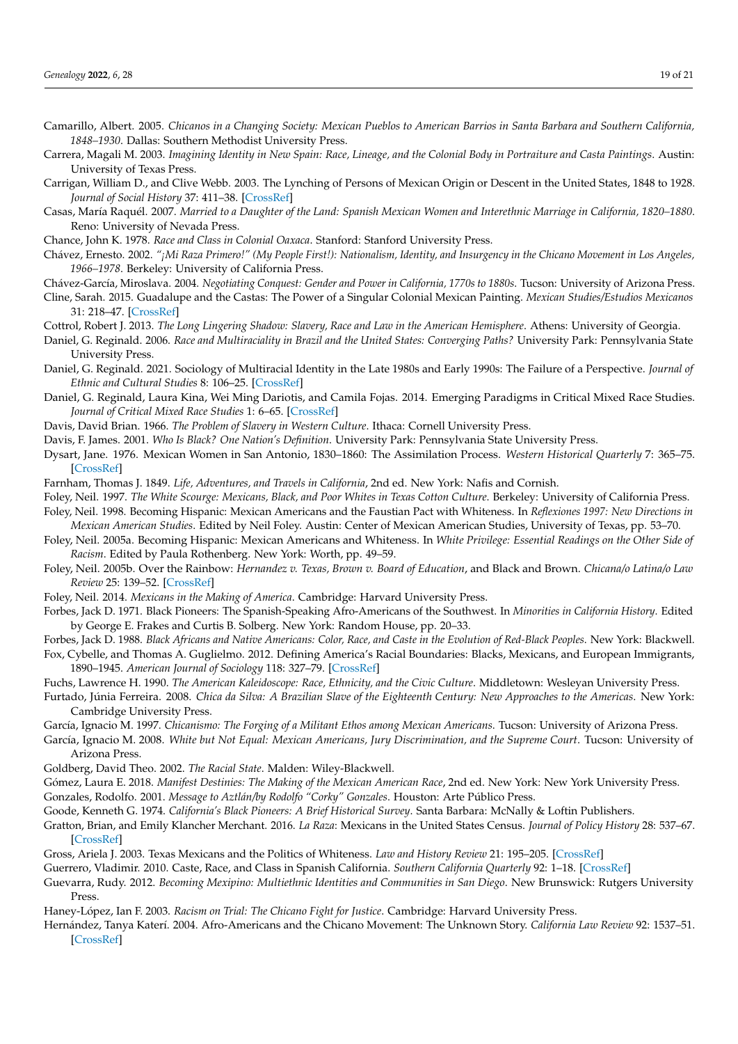Camarillo, Albert. 2005. *Chicanos in a Changing Society: Mexican Pueblos to American Barrios in Santa Barbara and Southern California, 1848–1930*. Dallas: Southern Methodist University Press.

Carrera, Magali M. 2003. *Imagining Identity in New Spain: Race, Lineage, and the Colonial Body in Portraiture and Casta Paintings*. Austin: University of Texas Press.

Carrigan, William D., and Clive Webb. 2003. The Lynching of Persons of Mexican Origin or Descent in the United States, 1848 to 1928. *Journal of Social History* 37: 411–38. [CrossRef]

Casas, María Raquél. 2007. *Married to a Daughter of the Land: Spanish Mexican Women and Interethnic Marriage in California, 1820–1880*. Reno: University of Nevada Press.

Chance, John K. 1978. *Race and Class in Colonial Oaxaca*. Stanford: Stanford University Press.

Chávez, Ernesto. 2002. *"¡Mi Raza Primero!" (My People First!): Nationalism, Identity, and Insurgency in the Chicano Movement in Los Angeles, 1966–1978*. Berkeley: University of California Press.

Chávez-García, Miroslava. 2004. *Negotiating Conquest: Gender and Power in California, 1770s to 1880s*. Tucson: University of Arizona Press.

Cline, Sarah. 2015. Guadalupe and the Castas: The Power of a Singular Colonial Mexican Painting. *Mexican Studies/Estudios Mexicanos* 31: 218–47. [CrossRef]

Cottrol, Robert J. 2013. *The Long Lingering Shadow: Slavery, Race and Law in the American Hemisphere*. Athens: University of Georgia.

Daniel, G. Reginald. 2006. *Race and Multiraciality in Brazil and the United States: Converging Paths?* University Park: Pennsylvania State University Press.

Daniel, G. Reginald. 2021. Sociology of Multiracial Identity in the Late 1980s and Early 1990s: The Failure of a Perspective. *Journal of Ethnic and Cultural Studies* 8: 106–25. [CrossRef]

Daniel, G. Reginald, Laura Kina, Wei Ming Dariotis, and Camila Fojas. 2014. Emerging Paradigms in Critical Mixed Race Studies. *Journal of Critical Mixed Race Studies* 1: 6–65. [CrossRef]

Davis, David Brian. 1966. *The Problem of Slavery in Western Culture*. Ithaca: Cornell University Press.

Davis, F. James. 2001. *Who Is Black? One Nation's Definition*. University Park: Pennsylvania State University Press.

Dysart, Jane. 1976. Mexican Women in San Antonio, 1830–1860: The Assimilation Process. *Western Historical Quarterly* 7: 365–75. [CrossRef]

Farnham, Thomas J. 1849. *Life, Adventures, and Travels in California*, 2nd ed. New York: Nafis and Cornish.

Foley, Neil. 1997. *The White Scourge: Mexicans, Black, and Poor Whites in Texas Cotton Culture*. Berkeley: University of California Press.

Foley, Neil. 1998. Becoming Hispanic: Mexican Americans and the Faustian Pact with Whiteness. In *Reflexiones 1997: New Directions in Mexican American Studies*. Edited by Neil Foley. Austin: Center of Mexican American Studies, University of Texas, pp. 53–70.

Foley, Neil. 2005a. Becoming Hispanic: Mexican Americans and Whiteness. In *White Privilege: Essential Readings on the Other Side of Racism*. Edited by Paula Rothenberg. New York: Worth, pp. 49–59.

Foley, Neil. 2005b. Over the Rainbow: *Hernandez v. Texas, Brown v. Board of Education*, and Black and Brown. *Chicana/o Latina/o Law Review* 25: 139–52. [CrossRef]

Foley, Neil. 2014. *Mexicans in the Making of America*. Cambridge: Harvard University Press.

Forbes, Jack D. 1971. Black Pioneers: The Spanish-Speaking Afro-Americans of the Southwest. In *Minorities in California History*. Edited by George E. Frakes and Curtis B. Solberg. New York: Random House, pp. 20–33.

Forbes, Jack D. 1988. *Black Africans and Native Americans: Color, Race, and Caste in the Evolution of Red-Black Peoples*. New York: Blackwell.

Fox, Cybelle, and Thomas A. Guglielmo. 2012. Defining America's Racial Boundaries: Blacks, Mexicans, and European Immigrants, 1890–1945. *American Journal of Sociology* 118: 327–79. [CrossRef]

Fuchs, Lawrence H. 1990. *The American Kaleidoscope: Race, Ethnicity, and the Civic Culture*. Middletown: Wesleyan University Press.

Furtado, Júnia Ferreira. 2008. *Chica da Silva: A Brazilian Slave of the Eighteenth Century: New Approaches to the Americas*. New York: Cambridge University Press.

García, Ignacio M. 1997. *Chicanismo: The Forging of a Militant Ethos among Mexican Americans*. Tucson: University of Arizona Press.

García, Ignacio M. 2008. *White but Not Equal: Mexican Americans, Jury Discrimination, and the Supreme Court*. Tucson: University of Arizona Press.

Goldberg, David Theo. 2002. *The Racial State*. Malden: Wiley-Blackwell.

Gómez, Laura E. 2018. *Manifest Destinies: The Making of the Mexican American Race*, 2nd ed. New York: New York University Press.

Gonzales, Rodolfo. 2001. *Message to Aztlán/by Rodolfo "Corky" Gonzales*. Houston: Arte Público Press.

Goode, Kenneth G. 1974. *California's Black Pioneers: A Brief Historical Survey*. Santa Barbara: McNally & Loftin Publishers.

Gratton, Brian, and Emily Klancher Merchant. 2016. *La Raza*: Mexicans in the United States Census. *Journal of Policy History* 28: 537–67. [CrossRef]

Gross, Ariela J. 2003. Texas Mexicans and the Politics of Whiteness. *Law and History Review* 21: 195–205. [CrossRef]

Guerrero, Vladimir. 2010. Caste, Race, and Class in Spanish California. *Southern California Quarterly* 92: 1–18. [CrossRef]

Guevarra, Rudy. 2012. *Becoming Mexipino: Multiethnic Identities and Communities in San Diego*. New Brunswick: Rutgers University Press.

Haney-López, Ian F. 2003. *Racism on Trial: The Chicano Fight for Justice*. Cambridge: Harvard University Press.

Hernández, Tanya Katerí. 2004. Afro-Americans and the Chicano Movement: The Unknown Story. *California Law Review* 92: 1537–51. [CrossRef]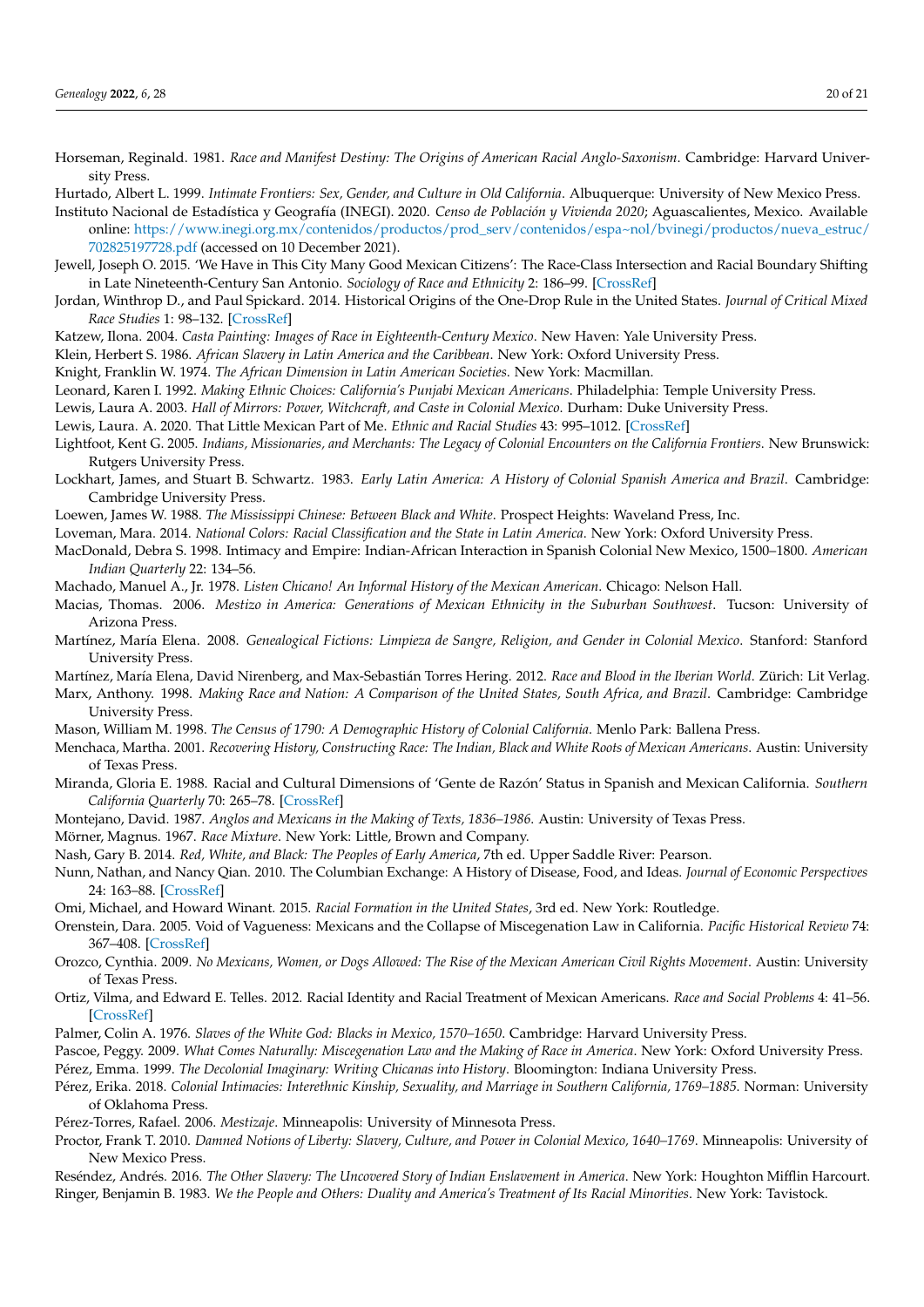Horseman, Reginald. 1981. *Race and Manifest Destiny: The Origins of American Racial Anglo-Saxonism*. Cambridge: Harvard University Press.

Hurtado, Albert L. 1999. *Intimate Frontiers: Sex, Gender, and Culture in Old California*. Albuquerque: University of New Mexico Press.

Instituto Nacional de Estadística y Geografía (INEGI). 2020. *Censo de Población y Vivienda 2020*; Aguascalientes, Mexico. Available online: https://www.inegi.org.mx/contenidos/productos/prod_serv/contenidos/espa~nol/bvinegi/productos/nueva_estruc/702825197728.pdf (accessed on 10 December 2021).

Jewell, Joseph O. 2015. 'We Have in This City Many Good Mexican Citizens': The Race-Class Intersection and Racial Boundary Shifting in Late Nineteenth-Century San Antonio. *Sociology of Race and Ethnicity* 2: 186–99. [CrossRef]

Jordan, Winthrop D., and Paul Spickard. 2014. Historical Origins of the One-Drop Rule in the United States. *Journal of Critical Mixed Race Studies* 1: 98–132. [CrossRef]

Katzew, Ilona. 2004. *Casta Painting: Images of Race in Eighteenth-Century Mexico*. New Haven: Yale University Press.

Klein, Herbert S. 1986. *African Slavery in Latin America and the Caribbean*. New York: Oxford University Press.

Knight, Franklin W. 1974. *The African Dimension in Latin American Societies*. New York: Macmillan.

Leonard, Karen I. 1992. *Making Ethnic Choices: California's Punjabi Mexican Americans*. Philadelphia: Temple University Press.

Lewis, Laura A. 2003. *Hall of Mirrors: Power, Witchcraft, and Caste in Colonial Mexico*. Durham: Duke University Press.

Lewis, Laura. A. 2020. That Little Mexican Part of Me. *Ethnic and Racial Studies* 43: 995–1012. [CrossRef]

Lightfoot, Kent G. 2005. *Indians, Missionaries, and Merchants: The Legacy of Colonial Encounters on the California Frontiers*. New Brunswick: Rutgers University Press.

Lockhart, James, and Stuart B. Schwartz. 1983. *Early Latin America: A History of Colonial Spanish America and Brazil*. Cambridge: Cambridge University Press.

Loewen, James W. 1988. *The Mississippi Chinese: Between Black and White*. Prospect Heights: Waveland Press, Inc.

Loveman, Mara. 2014. *National Colors: Racial Classification and the State in Latin America*. New York: Oxford University Press.

MacDonald, Debra S. 1998. Intimacy and Empire: Indian-African Interaction in Spanish Colonial New Mexico, 1500–1800. *American Indian Quarterly* 22: 134–56.

Machado, Manuel A., Jr. 1978. *Listen Chicano! An Informal History of the Mexican American*. Chicago: Nelson Hall.

Macias, Thomas. 2006. *Mestizo in America: Generations of Mexican Ethnicity in the Suburban Southwest*. Tucson: University of Arizona Press.

Martínez, María Elena. 2008. *Genealogical Fictions: Limpieza de Sangre, Religion, and Gender in Colonial Mexico*. Stanford: Stanford University Press.

Martínez, María Elena, David Nirenberg, and Max-Sebastián Torres Hering. 2012. *Race and Blood in the Iberian World*. Zürich: Lit Verlag.

Marx, Anthony. 1998. *Making Race and Nation: A Comparison of the United States, South Africa, and Brazil*. Cambridge: Cambridge University Press.

Mason, William M. 1998. *The Census of 1790: A Demographic History of Colonial California*. Menlo Park: Ballena Press.

Menchaca, Martha. 2001. *Recovering History, Constructing Race: The Indian, Black and White Roots of Mexican Americans*. Austin: University of Texas Press.

Miranda, Gloria E. 1988. Racial and Cultural Dimensions of 'Gente de Razón' Status in Spanish and Mexican California. *Southern California Quarterly* 70: 265–78. [CrossRef]

Montejano, David. 1987. *Anglos and Mexicans in the Making of Texts, 1836–1986*. Austin: University of Texas Press.

Mörner, Magnus. 1967. *Race Mixture*. New York: Little, Brown and Company.

Nash, Gary B. 2014. *Red, White, and Black: The Peoples of Early America*, 7th ed. Upper Saddle River: Pearson.

Nunn, Nathan, and Nancy Qian. 2010. The Columbian Exchange: A History of Disease, Food, and Ideas. *Journal of Economic Perspectives* 24: 163–88. [CrossRef]

Omi, Michael, and Howard Winant. 2015. *Racial Formation in the United States*, 3rd ed. New York: Routledge.

Orenstein, Dara. 2005. Void of Vagueness: Mexicans and the Collapse of Miscegenation Law in California. *Pacific Historical Review* 74: 367–408. [CrossRef]

Orozco, Cynthia. 2009. *No Mexicans, Women, or Dogs Allowed: The Rise of the Mexican American Civil Rights Movement*. Austin: University of Texas Press.

Ortiz, Vilma, and Edward E. Telles. 2012. Racial Identity and Racial Treatment of Mexican Americans. *Race and Social Problems* 4: 41–56. [CrossRef]

Palmer, Colin A. 1976. *Slaves of the White God: Blacks in Mexico, 1570–1650*. Cambridge: Harvard University Press.

Pascoe, Peggy. 2009. *What Comes Naturally: Miscegenation Law and the Making of Race in America*. New York: Oxford University Press.

Pérez, Emma. 1999. *The Decolonial Imaginary: Writing Chicanas into History*. Bloomington: Indiana University Press.

Pérez, Erika. 2018. *Colonial Intimacies: Interethnic Kinship, Sexuality, and Marriage in Southern California, 1769–1885*. Norman: University of Oklahoma Press.

Pérez-Torres, Rafael. 2006. *Mestizaje*. Minneapolis: University of Minnesota Press.

Proctor, Frank T. 2010. *Damned Notions of Liberty: Slavery, Culture, and Power in Colonial Mexico, 1640–1769*. Minneapolis: University of New Mexico Press.

Reséndez, Andrés. 2016. *The Other Slavery: The Uncovered Story of Indian Enslavement in America*. New York: Houghton Mifflin Harcourt.

Ringer, Benjamin B. 1983. *We the People and Others: Duality and America's Treatment of Its Racial Minorities*. New York: Tavistock.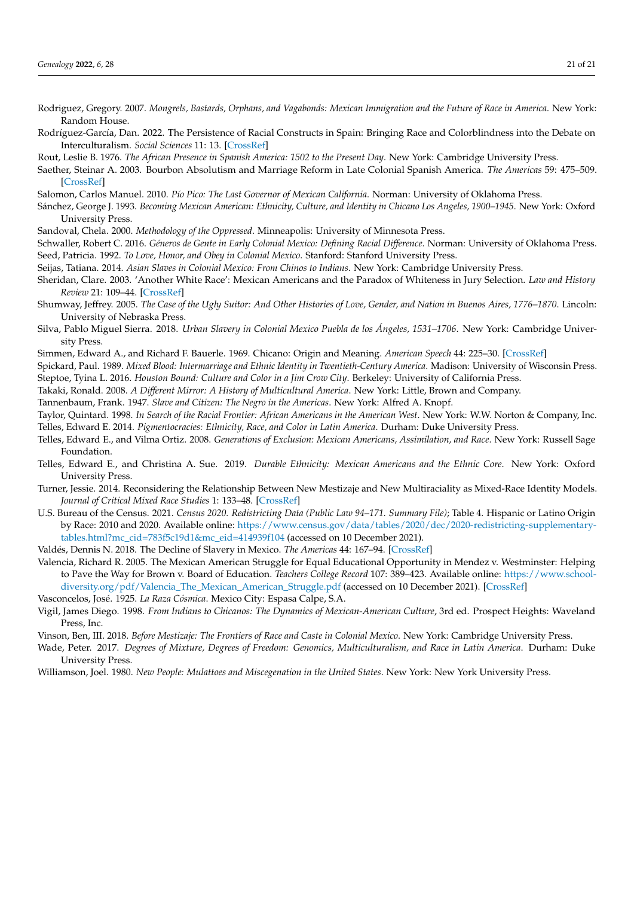Rodriguez, Gregory. 2007. *Mongrels, Bastards, Orphans, and Vagabonds: Mexican Immigration and the Future of Race in America*. New York: Random House.

Rodríguez-García, Dan. 2022. The Persistence of Racial Constructs in Spain: Bringing Race and Colorblindness into the Debate on Interculturalism. *Social Sciences* 11: 13. [CrossRef]

Rout, Leslie B. 1976. *The African Presence in Spanish America: 1502 to the Present Day*. New York: Cambridge University Press.

Saether, Steinar A. 2003. Bourbon Absolutism and Marriage Reform in Late Colonial Spanish America. *The Americas* 59: 475–509. [CrossRef]

Salomon, Carlos Manuel. 2010. *Pío Pico: The Last Governor of Mexican California*. Norman: University of Oklahoma Press.

Sánchez, George J. 1993. *Becoming Mexican American: Ethnicity, Culture, and Identity in Chicano Los Angeles, 1900–1945*. New York: Oxford University Press.

Sandoval, Chela. 2000. *Methodology of the Oppressed*. Minneapolis: University of Minnesota Press.

Schwaller, Robert C. 2016. *Géneros de Gente in Early Colonial Mexico: Defining Racial Difference*. Norman: University of Oklahoma Press.

Seed, Patricia. 1992. *To Love, Honor, and Obey in Colonial Mexico*. Stanford: Stanford University Press.

Seijas, Tatiana. 2014. *Asian Slaves in Colonial Mexico: From Chinos to Indians*. New York: Cambridge University Press.

Sheridan, Clare. 2003. 'Another White Race': Mexican Americans and the Paradox of Whiteness in Jury Selection. *Law and History Review* 21: 109–44. [CrossRef]

Shumway, Jeffrey. 2005. *The Case of the Ugly Suitor: And Other Histories of Love, Gender, and Nation in Buenos Aires, 1776–1870*. Lincoln: University of Nebraska Press.

Silva, Pablo Miguel Sierra. 2018. *Urban Slavery in Colonial Mexico Puebla de los Ángeles, 1531–1706*. New York: Cambridge University Press.

Simmen, Edward A., and Richard F. Bauerle. 1969. Chicano: Origin and Meaning. *American Speech* 44: 225–30. [CrossRef]

Spickard, Paul. 1989. *Mixed Blood: Intermarriage and Ethnic Identity in Twentieth-Century America*. Madison: University of Wisconsin Press.

Steptoe, Tyina L. 2016. *Houston Bound: Culture and Color in a Jim Crow City*. Berkeley: University of California Press.

Takaki, Ronald. 2008. *A Different Mirror: A History of Multicultural America*. New York: Little, Brown and Company.

Tannenbaum, Frank. 1947. *Slave and Citizen: The Negro in the Americas*. New York: Alfred A. Knopf.

Taylor, Quintard. 1998. *In Search of the Racial Frontier: African Americans in the American West*. New York: W.W. Norton & Company, Inc.

Telles, Edward E. 2014. *Pigmentocracies: Ethnicity, Race, and Color in Latin America*. Durham: Duke University Press.

Telles, Edward E., and Vilma Ortiz. 2008. *Generations of Exclusion: Mexican Americans, Assimilation, and Race*. New York: Russell Sage Foundation.

Telles, Edward E., and Christina A. Sue. 2019. *Durable Ethnicity: Mexican Americans and the Ethnic Core*. New York: Oxford University Press.

Turner, Jessie. 2014. Reconsidering the Relationship Between New Mestizaje and New Multiraciality as Mixed-Race Identity Models. *Journal of Critical Mixed Race Studies* 1: 133–48. [CrossRef]

U.S. Bureau of the Census. 2021. *Census 2020. Redistricting Data (Public Law 94–171. Summary File)*; Table 4. Hispanic or Latino Origin by Race: 2010 and 2020. Available online: https://www.census.gov/data/tables/2020/dec/2020-redistricting-supplementary-tables.html?mc_cid=783f5c19d1&mc_eid=414939f104 (accessed on 10 December 2021).

Valdés, Dennis N. 2018. The Decline of Slavery in Mexico. *The Americas* 44: 167–94. [CrossRef]

Valencia, Richard R. 2005. The Mexican American Struggle for Equal Educational Opportunity in Mendez v. Westminster: Helping to Pave the Way for Brown v. Board of Education. *Teachers College Record* 107: 389–423. Available online: https://www.school-diversity.org/pdf/Valencia_The_Mexican_American_Struggle.pdf (accessed on 10 December 2021). [CrossRef]

Vasconcelos, José. 1925. *La Raza Cósmica*. Mexico City: Espasa Calpe, S.A.

Vigil, James Diego. 1998. *From Indians to Chicanos: The Dynamics of Mexican-American Culture*, 3rd ed. Prospect Heights: Waveland Press, Inc.

Vinson, Ben, III. 2018. *Before Mestizaje: The Frontiers of Race and Caste in Colonial Mexico*. New York: Cambridge University Press.

Wade, Peter. 2017. *Degrees of Mixture, Degrees of Freedom: Genomics, Multiculturalism, and Race in Latin America*. Durham: Duke University Press.

Williamson, Joel. 1980. *New People: Mulattoes and Miscegenation in the United States*. New York: New York University Press.